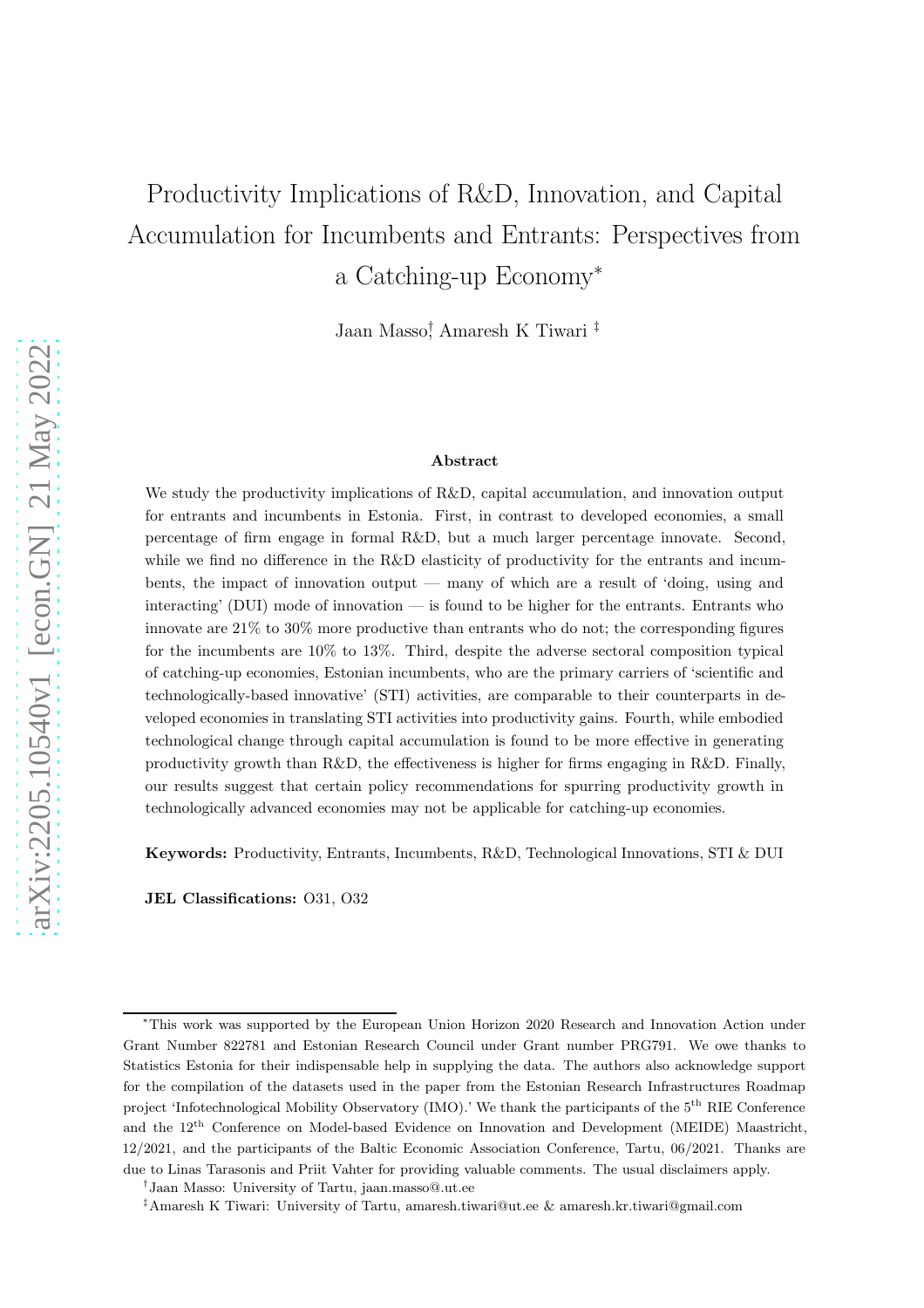# Productivity Implications of R&D, Innovation, and Capital Accumulation for Incumbents and Entrants: Perspectives from a Catching-up Economy*

Jaan Masso[†], Amaresh K Tiwari [‡]

### Abstract

We study the productivity implications of R&D, capital accumulation, and innovation output for entrants and incumbents in Estonia. First, in contrast to developed economies, a small percentage of firm engage in formal R&D, but a much larger percentage innovate. Second, while we find no difference in the R&D elasticity of productivity for the entrants and incumbents, the impact of innovation output — many of which are a result of 'doing, using and interacting' (DUI) mode of innovation — is found to be higher for the entrants. Entrants who innovate are 21% to 30% more productive than entrants who do not; the corresponding figures for the incumbents are 10% to 13%. Third, despite the adverse sectoral composition typical of catching-up economies, Estonian incumbents, who are the primary carriers of 'scientific and technologically-based innovative' (STI) activities, are comparable to their counterparts in developed economies in translating STI activities into productivity gains. Fourth, while embodied technological change through capital accumulation is found to be more effective in generating productivity growth than R&D, the effectiveness is higher for firms engaging in R&D. Finally, our results suggest that certain policy recommendations for spurring productivity growth in technologically advanced economies may not be applicable for catching-up economies.

**Keywords:** Productivity, Entrants, Incumbents, R&D, Technological Innovations, STI & DUI

**JEL Classifications:** O31, O32

---

*This work was supported by the European Union Horizon 2020 Research and Innovation Action under Grant Number 822781 and Estonian Research Council under Grant number PRG791. We owe thanks to Statistics Estonia for their indispensable help in supplying the data. The authors also acknowledge support for the compilation of the datasets used in the paper from the Estonian Research Infrastructures Roadmap project 'Infotechnological Mobility Observatory (IMO).' We thank the participants of the 5th RIE Conference and the 12th Conference on Model-based Evidence on Innovation and Development (MEIDE) Maastricht, 12/2021, and the participants of the Baltic Economic Association Conference, Tartu, 06/2021. Thanks are due to Linas Tarasonis and Priit Vahter for providing valuable comments. The usual disclaimers apply.

†Jaan Masso: University of Tartu, jaan.masso@ut.ee

‡Amaresh K Tiwari: University of Tartu, amaresh.tiwari@ut.ee & amaresh.kr.tiwari@gmail.com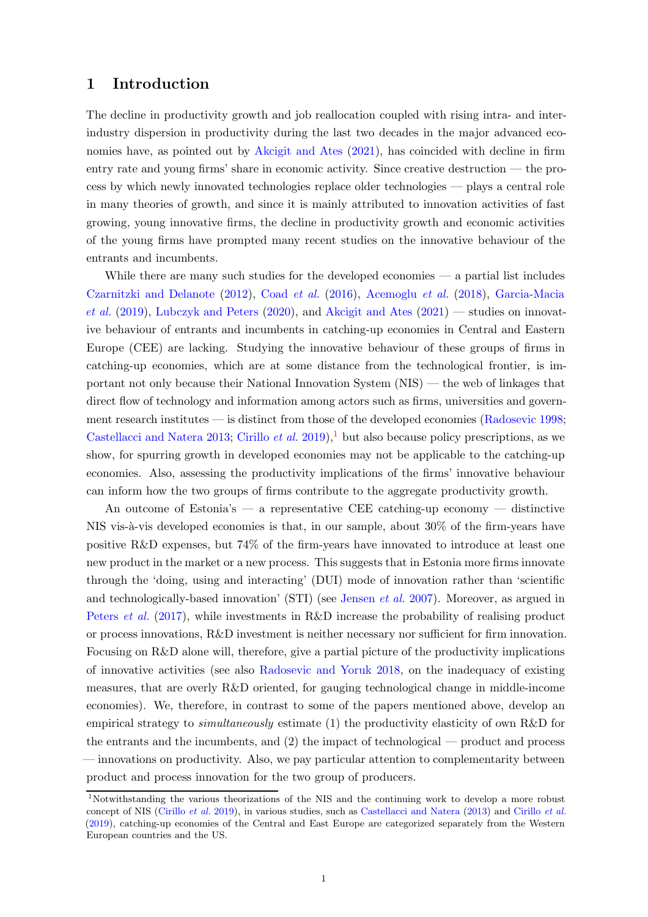# 1 Introduction

The decline in productivity growth and job reallocation coupled with rising intra- and inter-industry dispersion in productivity during the last two decades in the major advanced economies have, as pointed out by Akcigit and Ates (2021), has coincided with decline in firm entry rate and young firms' share in economic activity. Since creative destruction — the process by which newly innovated technologies replace older technologies — plays a central role in many theories of growth, and since it is mainly attributed to innovation activities of fast growing, young innovative firms, the decline in productivity growth and economic activities of the young firms have prompted many recent studies on the innovative behaviour of the entrants and incumbents.

While there are many such studies for the developed economies — a partial list includes Czarnitzki and Delanote (2012), Coad *et al.* (2016), Acemoglu *et al.* (2018), Garcia-Macia *et al.* (2019), Lubczyk and Peters (2020), and Akcigit and Ates (2021) — studies on innovative behaviour of entrants and incumbents in catching-up economies in Central and Eastern Europe (CEE) are lacking. Studying the innovative behaviour of these groups of firms in catching-up economies, which are at some distance from the technological frontier, is important not only because their National Innovation System (NIS) — the web of linkages that direct flow of technology and information among actors such as firms, universities and government research institutes — is distinct from those of the developed economies (Radosevic 1998; Castellacci and Natera 2013; Cirillo *et al.* 2019),[1] but also because policy prescriptions, as we show, for spurring growth in developed economies may not be applicable to the catching-up economies. Also, assessing the productivity implications of the firms' innovative behaviour can inform how the two groups of firms contribute to the aggregate productivity growth.

An outcome of Estonia's — a representative CEE catching-up economy — distinctive NIS vis-à-vis developed economies is that, in our sample, about 30% of the firm-years have positive R&D expenses, but 74% of the firm-years have innovated to introduce at least one new product in the market or a new process. This suggests that in Estonia more firms innovate through the 'doing, using and interacting' (DUI) mode of innovation rather than 'scientific and technologically-based innovation' (STI) (see Jensen *et al.* 2007). Moreover, as argued in Peters *et al.* (2017), while investments in R&D increase the probability of realising product or process innovations, R&D investment is neither necessary nor sufficient for firm innovation. Focusing on R&D alone will, therefore, give a partial picture of the productivity implications of innovative activities (see also Radosevic and Yoruk 2018, on the inadequacy of existing measures, that are overly R&D oriented, for gauging technological change in middle-income economies). We, therefore, in contrast to some of the papers mentioned above, develop an empirical strategy to *simultaneously* estimate (1) the productivity elasticity of own R&D for the entrants and the incumbents, and (2) the impact of technological — product and process — innovations on productivity. Also, we pay particular attention to complementarity between product and process innovation for the two group of producers.

[1] Notwithstanding the various theorizations of the NIS and the continuing work to develop a more robust concept of NIS (Cirillo *et al.* 2019), in various studies, such as Castellacci and Natera (2013) and Cirillo *et al.* (2019), catching-up economies of the Central and East Europe are categorized separately from the Western European countries and the US.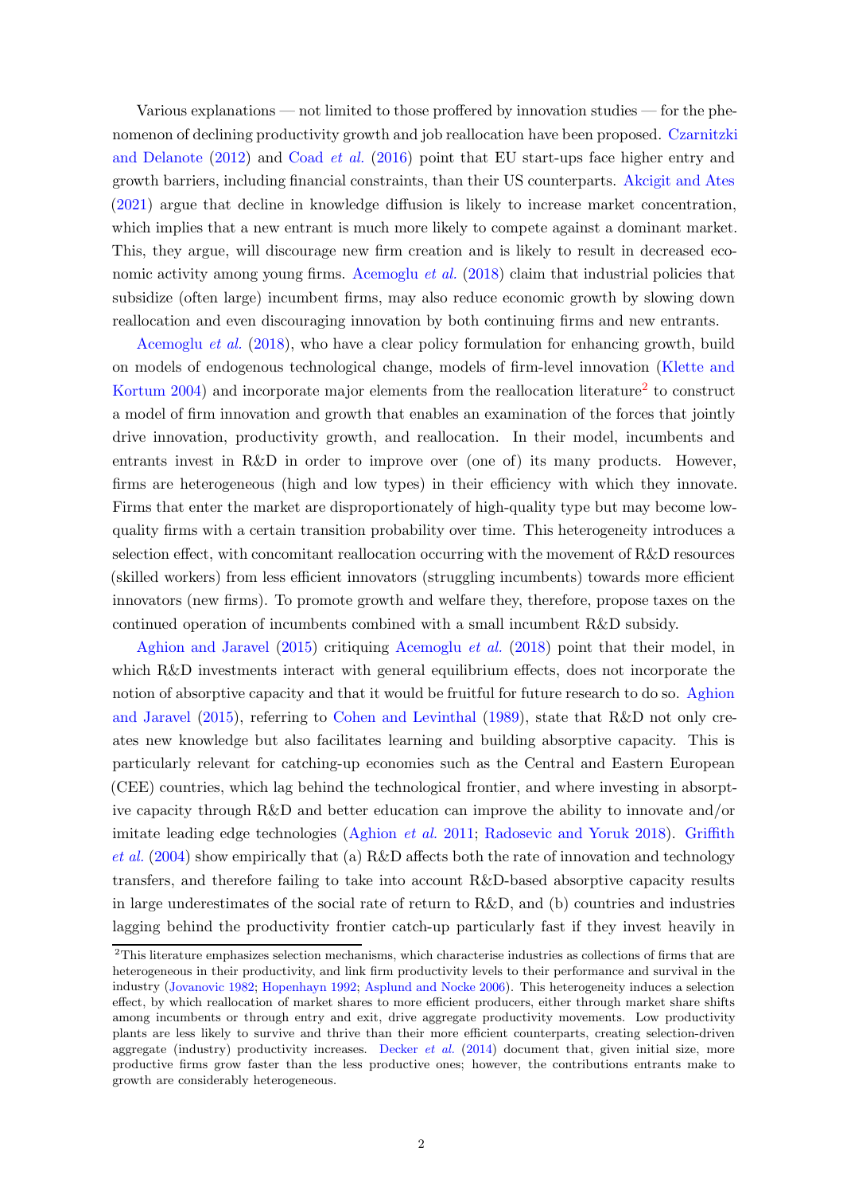Various explanations — not limited to those proffered by innovation studies — for the phenomenon of declining productivity growth and job reallocation have been proposed. Czarnitzki and Delanote (2012) and Coad *et al.* (2016) point that EU start-ups face higher entry and growth barriers, including financial constraints, than their US counterparts. Akcigit and Ates (2021) argue that decline in knowledge diffusion is likely to increase market concentration, which implies that a new entrant is much more likely to compete against a dominant market. This, they argue, will discourage new firm creation and is likely to result in decreased economic activity among young firms. Acemoglu *et al.* (2018) claim that industrial policies that subsidize (often large) incumbent firms, may also reduce economic growth by slowing down reallocation and even discouraging innovation by both continuing firms and new entrants.

Acemoglu *et al.* (2018), who have a clear policy formulation for enhancing growth, build on models of endogenous technological change, models of firm-level innovation (Klette and Kortum 2004) and incorporate major elements from the reallocation literature[2] to construct a model of firm innovation and growth that enables an examination of the forces that jointly drive innovation, productivity growth, and reallocation. In their model, incumbents and entrants invest in R&D in order to improve over (one of) its many products. However, firms are heterogeneous (high and low types) in their efficiency with which they innovate. Firms that enter the market are disproportionately of high-quality type but may become low-quality firms with a certain transition probability over time. This heterogeneity introduces a selection effect, with concomitant reallocation occurring with the movement of R&D resources (skilled workers) from less efficient innovators (struggling incumbents) towards more efficient innovators (new firms). To promote growth and welfare they, therefore, propose taxes on the continued operation of incumbents combined with a small incumbent R&D subsidy.

Aghion and Jaravel (2015) critiquing Acemoglu *et al.* (2018) point that their model, in which R&D investments interact with general equilibrium effects, does not incorporate the notion of absorptive capacity and that it would be fruitful for future research to do so. Aghion and Jaravel (2015), referring to Cohen and Levinthal (1989), state that R&D not only creates new knowledge but also facilitates learning and building absorptive capacity. This is particularly relevant for catching-up economies such as the Central and Eastern European (CEE) countries, which lag behind the technological frontier, and where investing in absorptive capacity through R&D and better education can improve the ability to innovate and/or imitate leading edge technologies (Aghion *et al.* 2011; Radosevic and Yoruk 2018). Griffith *et al.* (2004) show empirically that (a) R&D affects both the rate of innovation and technology transfers, and therefore failing to take into account R&D-based absorptive capacity results in large underestimates of the social rate of return to R&D, and (b) countries and industries lagging behind the productivity frontier catch-up particularly fast if they invest heavily in

[2] This literature emphasizes selection mechanisms, which characterise industries as collections of firms that are heterogeneous in their productivity, and link firm productivity levels to their performance and survival in the industry (Jovanovic 1982; Hopenhayn 1992; Asplund and Nocke 2006). This heterogeneity induces a selection effect, by which reallocation of market shares to more efficient producers, either through market share shifts among incumbents or through entry and exit, drive aggregate productivity movements. Low productivity plants are less likely to survive and thrive than their more efficient counterparts, creating selection-driven aggregate (industry) productivity increases. Decker *et al.* (2014) document that, given initial size, more productive firms grow faster than the less productive ones; however, the contributions entrants make to growth are considerably heterogeneous.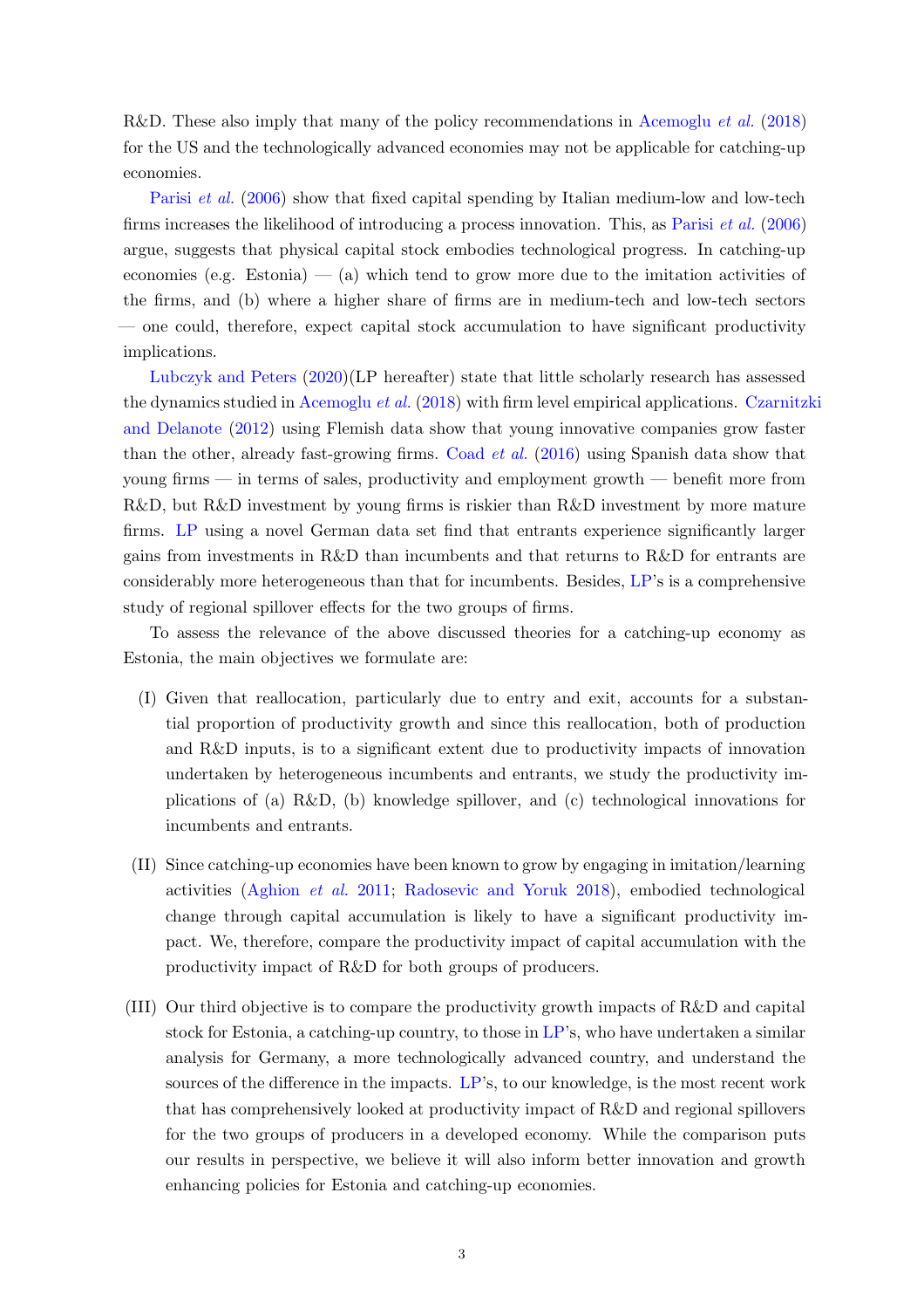R&D. These also imply that many of the policy recommendations in Acemoglu *et al.* (2018) for the US and the technologically advanced economies may not be applicable for catching-up economies.

Parisi *et al.* (2006) show that fixed capital spending by Italian medium-low and low-tech firms increases the likelihood of introducing a process innovation. This, as Parisi *et al.* (2006) argue, suggests that physical capital stock embodies technological progress. In catching-up economies (e.g. Estonia) — (a) which tend to grow more due to the imitation activities of the firms, and (b) where a higher share of firms are in medium-tech and low-tech sectors — one could, therefore, expect capital stock accumulation to have significant productivity implications.

Lubczyk and Peters (2020)(LP hereafter) state that little scholarly research has assessed the dynamics studied in Acemoglu *et al.* (2018) with firm level empirical applications. Czarnitzki and Delanote (2012) using Flemish data show that young innovative companies grow faster than the other, already fast-growing firms. Coad *et al.* (2016) using Spanish data show that young firms — in terms of sales, productivity and employment growth — benefit more from R&D, but R&D investment by young firms is riskier than R&D investment by more mature firms. LP using a novel German data set find that entrants experience significantly larger gains from investments in R&D than incumbents and that returns to R&D for entrants are considerably more heterogeneous than that for incumbents. Besides, LP's is a comprehensive study of regional spillover effects for the two groups of firms.

To assess the relevance of the above discussed theories for a catching-up economy as Estonia, the main objectives we formulate are:

(I) Given that reallocation, particularly due to entry and exit, accounts for a substantial proportion of productivity growth and since this reallocation, both of production and R&D inputs, is to a significant extent due to productivity impacts of innovation undertaken by heterogeneous incumbents and entrants, we study the productivity implications of (a) R&D, (b) knowledge spillover, and (c) technological innovations for incumbents and entrants.

(II) Since catching-up economies have been known to grow by engaging in imitation/learning activities (Aghion *et al.* 2011; Radosevic and Yoruk 2018), embodied technological change through capital accumulation is likely to have a significant productivity impact. We, therefore, compare the productivity impact of capital accumulation with the productivity impact of R&D for both groups of producers.

(III) Our third objective is to compare the productivity growth impacts of R&D and capital stock for Estonia, a catching-up country, to those in LP's, who have undertaken a similar analysis for Germany, a more technologically advanced country, and understand the sources of the difference in the impacts. LP's, to our knowledge, is the most recent work that has comprehensively looked at productivity impact of R&D and regional spillovers for the two groups of producers in a developed economy. While the comparison puts our results in perspective, we believe it will also inform better innovation and growth enhancing policies for Estonia and catching-up economies.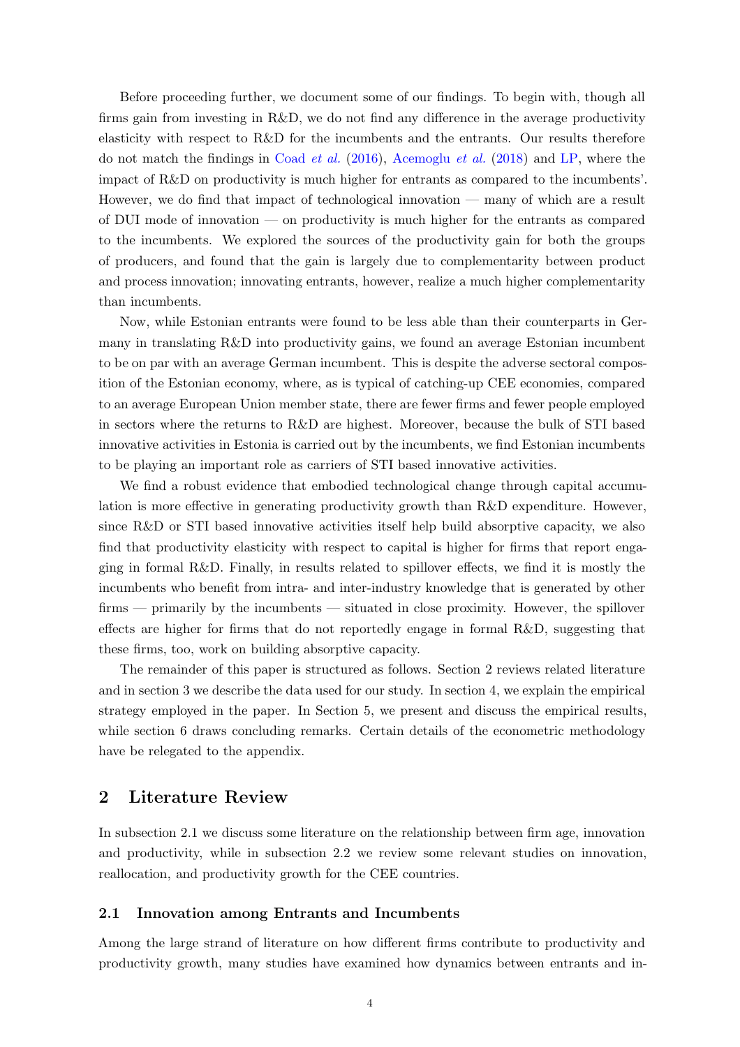Before proceeding further, we document some of our findings. To begin with, though all firms gain from investing in R&D, we do not find any difference in the average productivity elasticity with respect to R&D for the incumbents and the entrants. Our results therefore do not match the findings in Coad *et al.* (2016), Acemoglu *et al.* (2018) and LP, where the impact of R&D on productivity is much higher for entrants as compared to the incumbents'. However, we do find that impact of technological innovation — many of which are a result of DUI mode of innovation — on productivity is much higher for the entrants as compared to the incumbents. We explored the sources of the productivity gain for both the groups of producers, and found that the gain is largely due to complementarity between product and process innovation; innovating entrants, however, realize a much higher complementarity than incumbents.

Now, while Estonian entrants were found to be less able than their counterparts in Germany in translating R&D into productivity gains, we found an average Estonian incumbent to be on par with an average German incumbent. This is despite the adverse sectoral composition of the Estonian economy, where, as is typical of catching-up CEE economies, compared to an average European Union member state, there are fewer firms and fewer people employed in sectors where the returns to R&D are highest. Moreover, because the bulk of STI based innovative activities in Estonia is carried out by the incumbents, we find Estonian incumbents to be playing an important role as carriers of STI based innovative activities.

We find a robust evidence that embodied technological change through capital accumulation is more effective in generating productivity growth than R&D expenditure. However, since R&D or STI based innovative activities itself help build absorptive capacity, we also find that productivity elasticity with respect to capital is higher for firms that report engaging in formal R&D. Finally, in results related to spillover effects, we find it is mostly the incumbents who benefit from intra- and inter-industry knowledge that is generated by other firms — primarily by the incumbents — situated in close proximity. However, the spillover effects are higher for firms that do not reportedly engage in formal R&D, suggesting that these firms, too, work on building absorptive capacity.

The remainder of this paper is structured as follows. Section 2 reviews related literature and in section 3 we describe the data used for our study. In section 4, we explain the empirical strategy employed in the paper. In Section 5, we present and discuss the empirical results, while section 6 draws concluding remarks. Certain details of the econometric methodology have be relegated to the appendix.

## 2 Literature Review

In subsection 2.1 we discuss some literature on the relationship between firm age, innovation and productivity, while in subsection 2.2 we review some relevant studies on innovation, reallocation, and productivity growth for the CEE countries.

### 2.1 Innovation among Entrants and Incumbents

Among the large strand of literature on how different firms contribute to productivity and productivity growth, many studies have examined how dynamics between entrants and in-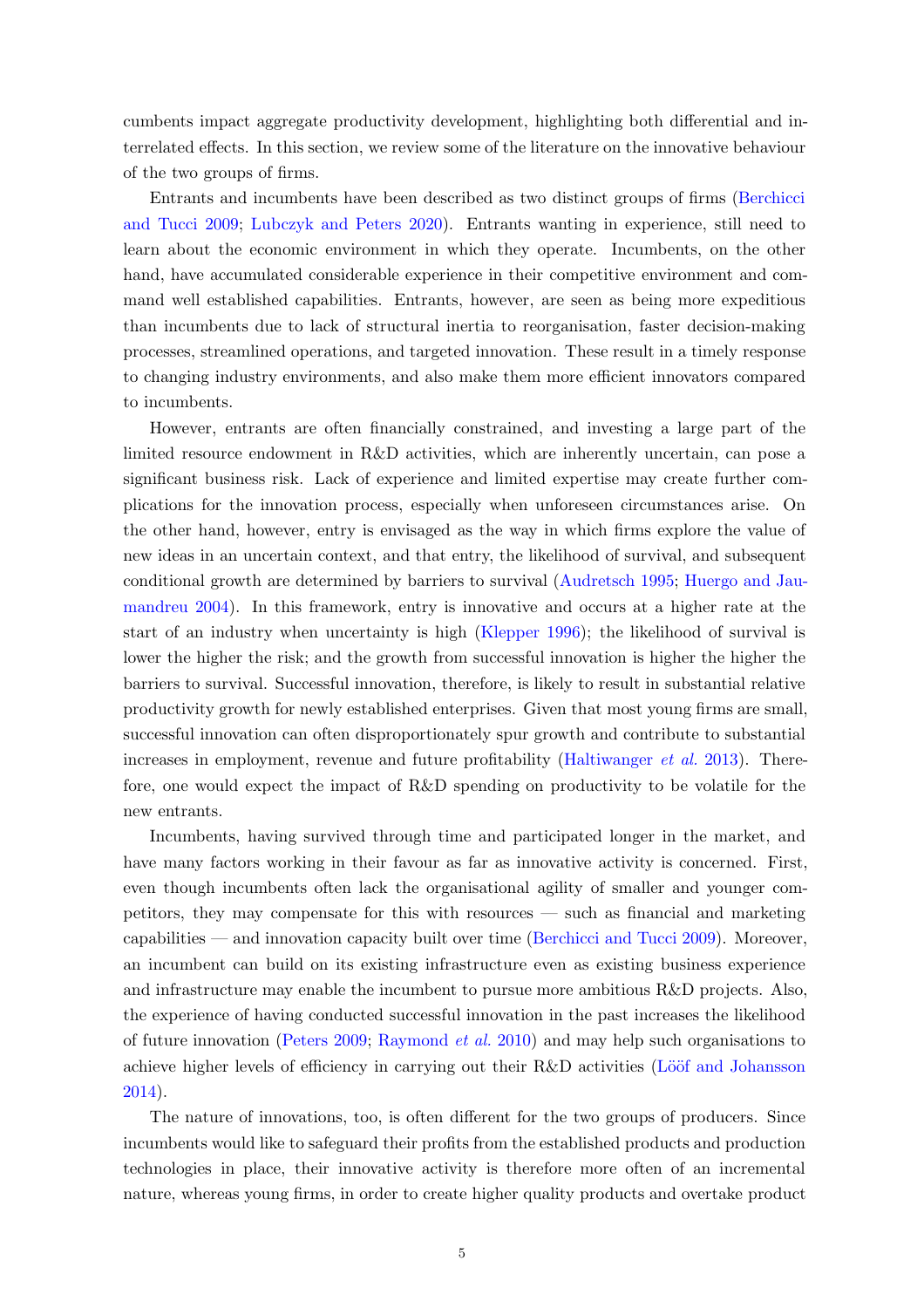cumbents impact aggregate productivity development, highlighting both differential and interrelated effects. In this section, we review some of the literature on the innovative behaviour of the two groups of firms.

Entrants and incumbents have been described as two distinct groups of firms (Berchicci and Tucci 2009; Lubczyk and Peters 2020). Entrants wanting in experience, still need to learn about the economic environment in which they operate. Incumbents, on the other hand, have accumulated considerable experience in their competitive environment and command well established capabilities. Entrants, however, are seen as being more expeditious than incumbents due to lack of structural inertia to reorganisation, faster decision-making processes, streamlined operations, and targeted innovation. These result in a timely response to changing industry environments, and also make them more efficient innovators compared to incumbents.

However, entrants are often financially constrained, and investing a large part of the limited resource endowment in R&D activities, which are inherently uncertain, can pose a significant business risk. Lack of experience and limited expertise may create further complications for the innovation process, especially when unforeseen circumstances arise. On the other hand, however, entry is envisaged as the way in which firms explore the value of new ideas in an uncertain context, and that entry, the likelihood of survival, and subsequent conditional growth are determined by barriers to survival (Audretsch 1995; Huergo and Jaumandreu 2004). In this framework, entry is innovative and occurs at a higher rate at the start of an industry when uncertainty is high (Klepper 1996); the likelihood of survival is lower the higher the risk; and the growth from successful innovation is higher the higher the barriers to survival. Successful innovation, therefore, is likely to result in substantial relative productivity growth for newly established enterprises. Given that most young firms are small, successful innovation can often disproportionately spur growth and contribute to substantial increases in employment, revenue and future profitability (Haltiwanger *et al.* 2013). Therefore, one would expect the impact of R&D spending on productivity to be volatile for the new entrants.

Incumbents, having survived through time and participated longer in the market, and have many factors working in their favour as far as innovative activity is concerned. First, even though incumbents often lack the organisational agility of smaller and younger competitors, they may compensate for this with resources — such as financial and marketing capabilities — and innovation capacity built over time (Berchicci and Tucci 2009). Moreover, an incumbent can build on its existing infrastructure even as existing business experience and infrastructure may enable the incumbent to pursue more ambitious R&D projects. Also, the experience of having conducted successful innovation in the past increases the likelihood of future innovation (Peters 2009; Raymond *et al.* 2010) and may help such organisations to achieve higher levels of efficiency in carrying out their R&D activities (Lööf and Johansson 2014).

The nature of innovations, too, is often different for the two groups of producers. Since incumbents would like to safeguard their profits from the established products and production technologies in place, their innovative activity is therefore more often of an incremental nature, whereas young firms, in order to create higher quality products and overtake product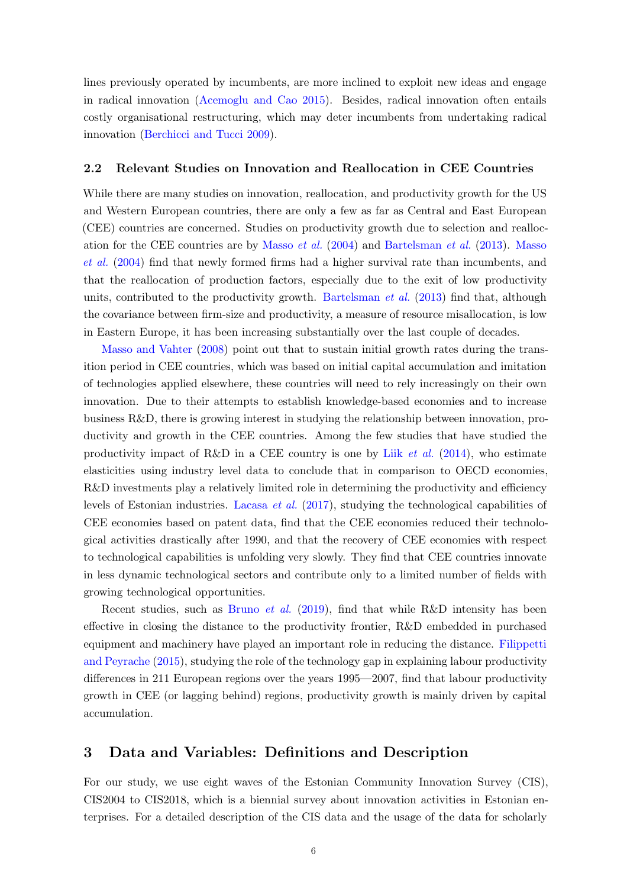lines previously operated by incumbents, are more inclined to exploit new ideas and engage in radical innovation (Acemoglu and Cao 2015). Besides, radical innovation often entails costly organisational restructuring, which may deter incumbents from undertaking radical innovation (Berchicci and Tucci 2009).

### 2.2 Relevant Studies on Innovation and Reallocation in CEE Countries

While there are many studies on innovation, reallocation, and productivity growth for the US and Western European countries, there are only a few as far as Central and East European (CEE) countries are concerned. Studies on productivity growth due to selection and reallocation for the CEE countries are by Masso *et al.* (2004) and Bartelsman *et al.* (2013). Masso *et al.* (2004) find that newly formed firms had a higher survival rate than incumbents, and that the reallocation of production factors, especially due to the exit of low productivity units, contributed to the productivity growth. Bartelsman *et al.* (2013) find that, although the covariance between firm-size and productivity, a measure of resource misallocation, is low in Eastern Europe, it has been increasing substantially over the last couple of decades.

Masso and Vahter (2008) point out that to sustain initial growth rates during the transition period in CEE countries, which was based on initial capital accumulation and imitation of technologies applied elsewhere, these countries will need to rely increasingly on their own innovation. Due to their attempts to establish knowledge-based economies and to increase business R&D, there is growing interest in studying the relationship between innovation, productivity and growth in the CEE countries. Among the few studies that have studied the productivity impact of R&D in a CEE country is one by Liik *et al.* (2014), who estimate elasticities using industry level data to conclude that in comparison to OECD economies, R&D investments play a relatively limited role in determining the productivity and efficiency levels of Estonian industries. Lacasa *et al.* (2017), studying the technological capabilities of CEE economies based on patent data, find that the CEE economies reduced their technological activities drastically after 1990, and that the recovery of CEE economies with respect to technological capabilities is unfolding very slowly. They find that CEE countries innovate in less dynamic technological sectors and contribute only to a limited number of fields with growing technological opportunities.

Recent studies, such as Bruno *et al.* (2019), find that while R&D intensity has been effective in closing the distance to the productivity frontier, R&D embedded in purchased equipment and machinery have played an important role in reducing the distance. Filippetti and Peyrache (2015), studying the role of the technology gap in explaining labour productivity differences in 211 European regions over the years 1995—2007, find that labour productivity growth in CEE (or lagging behind) regions, productivity growth is mainly driven by capital accumulation.

## 3 Data and Variables: Definitions and Description

For our study, we use eight waves of the Estonian Community Innovation Survey (CIS), CIS2004 to CIS2018, which is a biennial survey about innovation activities in Estonian enterprises. For a detailed description of the CIS data and the usage of the data for scholarly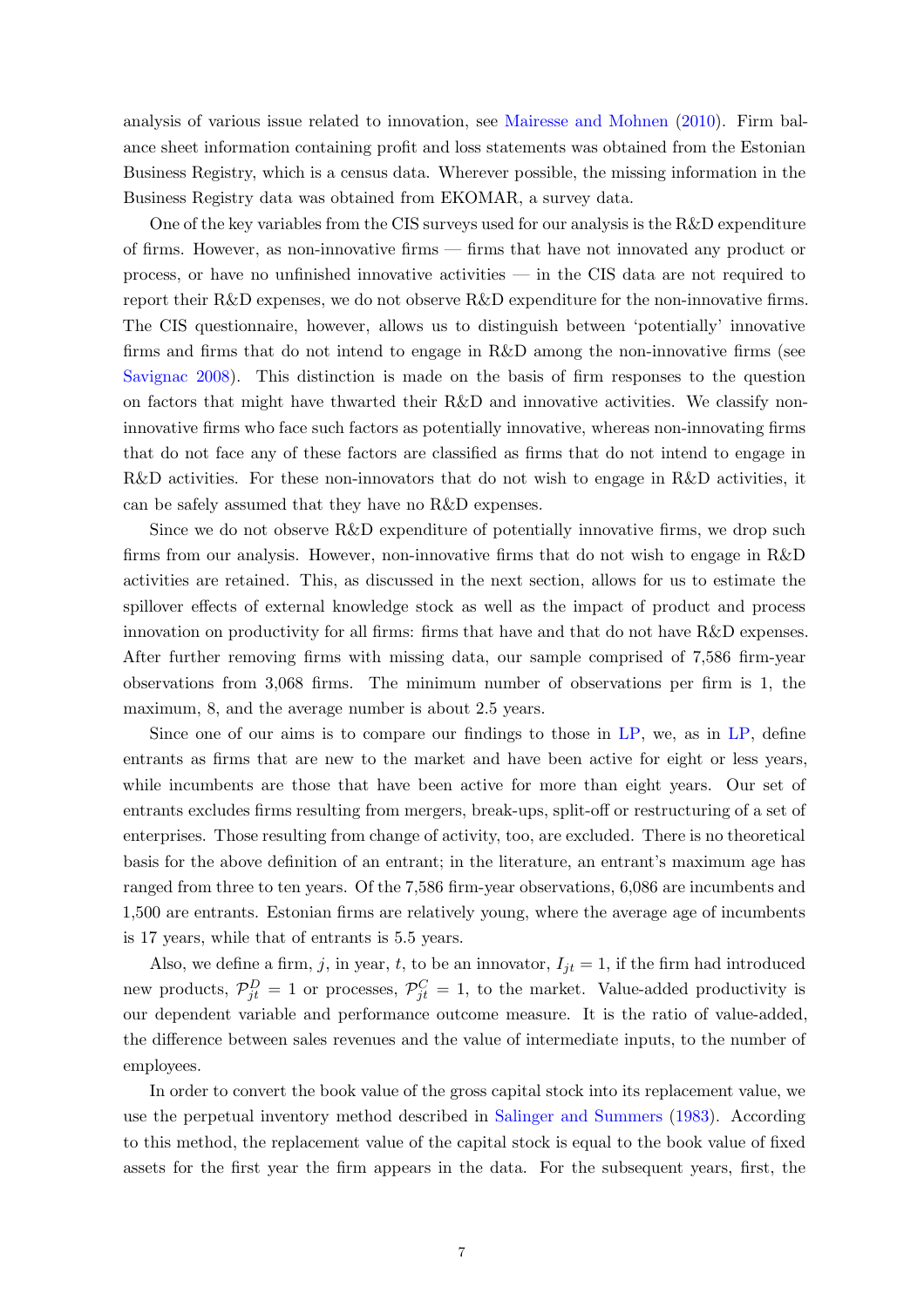analysis of various issue related to innovation, see Mairesse and Mohnen (2010). Firm balance sheet information containing profit and loss statements was obtained from the Estonian Business Registry, which is a census data. Wherever possible, the missing information in the Business Registry data was obtained from EKOMAR, a survey data.

One of the key variables from the CIS surveys used for our analysis is the R&D expenditure of firms. However, as non-innovative firms — firms that have not innovated any product or process, or have no unfinished innovative activities — in the CIS data are not required to report their R&D expenses, we do not observe R&D expenditure for the non-innovative firms. The CIS questionnaire, however, allows us to distinguish between 'potentially' innovative firms and firms that do not intend to engage in R&D among the non-innovative firms (see Savignac 2008). This distinction is made on the basis of firm responses to the question on factors that might have thwarted their R&D and innovative activities. We classify non-innovative firms who face such factors as potentially innovative, whereas non-innovating firms that do not face any of these factors are classified as firms that do not intend to engage in R&D activities. For these non-innovators that do not wish to engage in R&D activities, it can be safely assumed that they have no R&D expenses.

Since we do not observe R&D expenditure of potentially innovative firms, we drop such firms from our analysis. However, non-innovative firms that do not wish to engage in R&D activities are retained. This, as discussed in the next section, allows for us to estimate the spillover effects of external knowledge stock as well as the impact of product and process innovation on productivity for all firms: firms that have and that do not have R&D expenses. After further removing firms with missing data, our sample comprised of 7,586 firm-year observations from 3,068 firms. The minimum number of observations per firm is 1, the maximum, 8, and the average number is about 2.5 years.

Since one of our aims is to compare our findings to those in LP, we, as in LP, define entrants as firms that are new to the market and have been active for eight or less years, while incumbents are those that have been active for more than eight years. Our set of entrants excludes firms resulting from mergers, break-ups, split-off or restructuring of a set of enterprises. Those resulting from change of activity, too, are excluded. There is no theoretical basis for the above definition of an entrant; in the literature, an entrant's maximum age has ranged from three to ten years. Of the 7,586 firm-year observations, 6,086 are incumbents and 1,500 are entrants. Estonian firms are relatively young, where the average age of incumbents is 17 years, while that of entrants is 5.5 years.

Also, we define a firm, $j$, in year, $t$, to be an innovator, $I_{jt} = 1$, if the firm had introduced new products, $\mathcal{P}^{D}_{jt} = 1$ or processes, $\mathcal{P}^{C}_{jt} = 1$, to the market. Value-added productivity is our dependent variable and performance outcome measure. It is the ratio of value-added, the difference between sales revenues and the value of intermediate inputs, to the number of employees.

In order to convert the book value of the gross capital stock into its replacement value, we use the perpetual inventory method described in Salinger and Summers (1983). According to this method, the replacement value of the capital stock is equal to the book value of fixed assets for the first year the firm appears in the data. For the subsequent years, first, the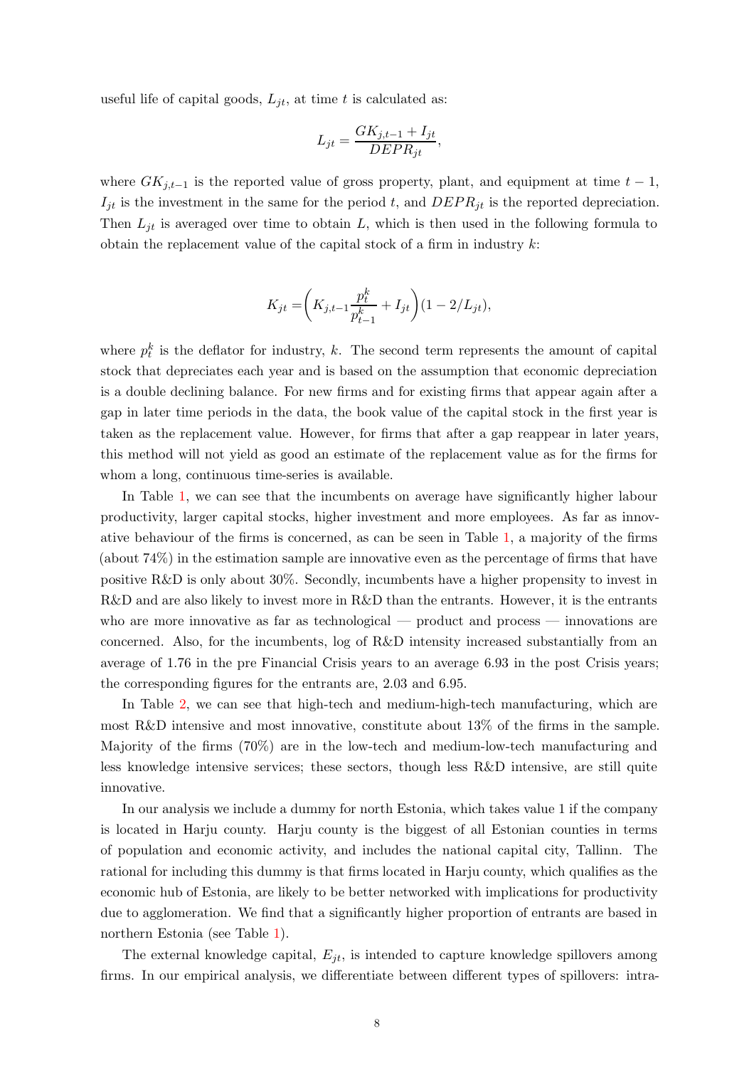useful life of capital goods, $L_{jt}$, at time $t$ is calculated as:

$$L_{jt} = \frac{GK_{j,t-1} + I_{jt}}{DEPR_{jt}},$$

where $GK_{j,t-1}$ is the reported value of gross property, plant, and equipment at time $t-1$, $I_{jt}$ is the investment in the same for the period $t$, and $DEPR_{jt}$ is the reported depreciation. Then $L_{jt}$ is averaged over time to obtain $L$, which is then used in the following formula to obtain the replacement value of the capital stock of a firm in industry $k$:

$$K_{jt} = \left(K_{j,t-1}\frac{p_t^k}{p_{t-1}^k} + I_{jt}\right)(1 - 2/L_{jt}),$$

where $p_t^k$ is the deflator for industry, $k$. The second term represents the amount of capital stock that depreciates each year and is based on the assumption that economic depreciation is a double declining balance. For new firms and for existing firms that appear again after a gap in later time periods in the data, the book value of the capital stock in the first year is taken as the replacement value. However, for firms that after a gap reappear in later years, this method will not yield as good an estimate of the replacement value as for the firms for whom a long, continuous time-series is available.

In Table 1, we can see that the incumbents on average have significantly higher labour productivity, larger capital stocks, higher investment and more employees. As far as innovative behaviour of the firms is concerned, as can be seen in Table 1, a majority of the firms (about 74%) in the estimation sample are innovative even as the percentage of firms that have positive R&D is only about 30%. Secondly, incumbents have a higher propensity to invest in R&D and are also likely to invest more in R&D than the entrants. However, it is the entrants who are more innovative as far as technological — product and process — innovations are concerned. Also, for the incumbents, log of R&D intensity increased substantially from an average of 1.76 in the pre Financial Crisis years to an average 6.93 in the post Crisis years; the corresponding figures for the entrants are, 2.03 and 6.95.

In Table 2, we can see that high-tech and medium-high-tech manufacturing, which are most R&D intensive and most innovative, constitute about 13% of the firms in the sample. Majority of the firms (70%) are in the low-tech and medium-low-tech manufacturing and less knowledge intensive services; these sectors, though less R&D intensive, are still quite innovative.

In our analysis we include a dummy for north Estonia, which takes value 1 if the company is located in Harju county. Harju county is the biggest of all Estonian counties in terms of population and economic activity, and includes the national capital city, Tallinn. The rational for including this dummy is that firms located in Harju county, which qualifies as the economic hub of Estonia, are likely to be better networked with implications for productivity due to agglomeration. We find that a significantly higher proportion of entrants are based in northern Estonia (see Table 1).

The external knowledge capital, $E_{jt}$, is intended to capture knowledge spillovers among firms. In our empirical analysis, we differentiate between different types of spillovers: intra-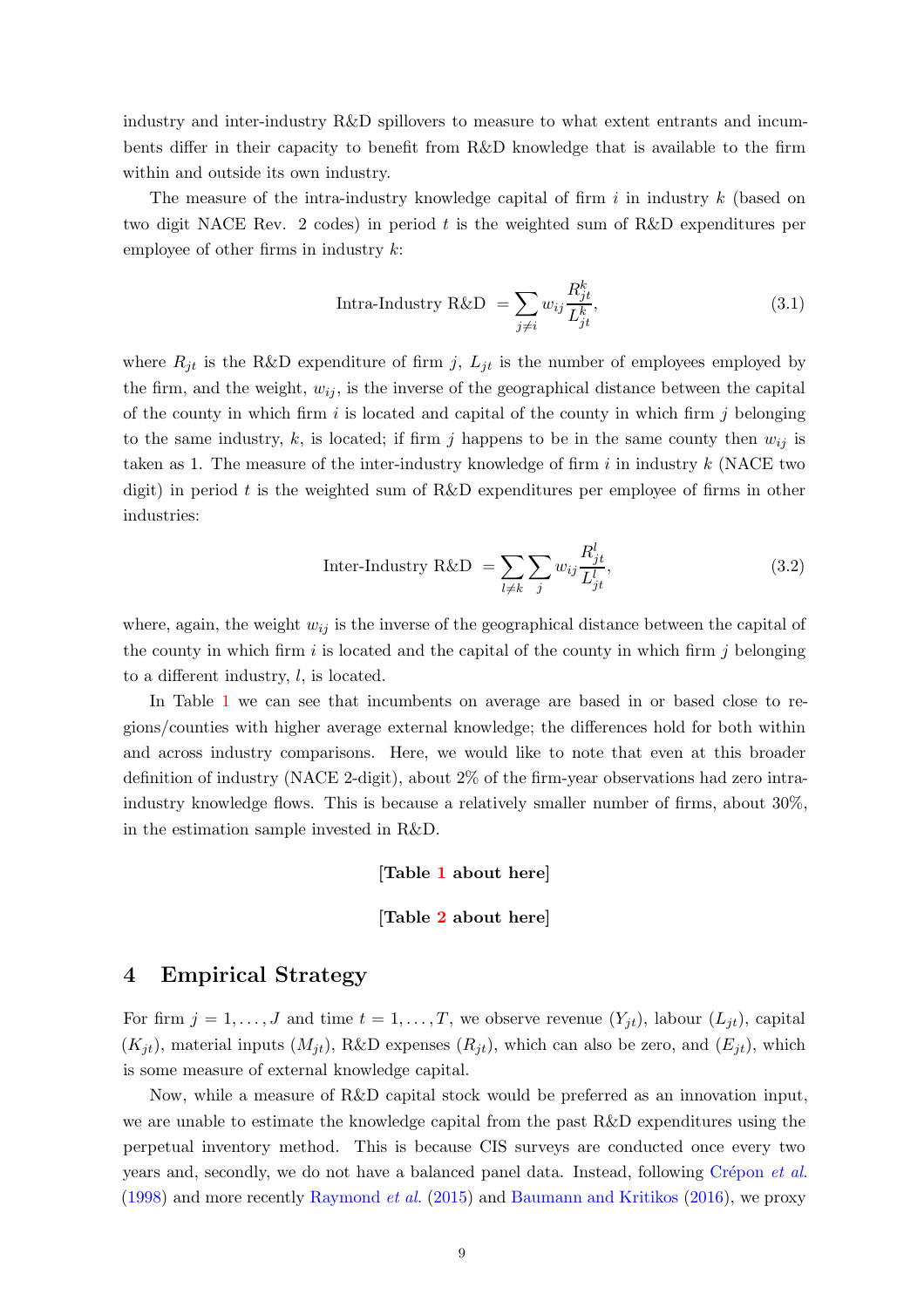industry and inter-industry R&D spillovers to measure to what extent entrants and incumbents differ in their capacity to benefit from R&D knowledge that is available to the firm within and outside its own industry.

The measure of the intra-industry knowledge capital of firm $i$ in industry $k$ (based on two digit NACE Rev. 2 codes) in period $t$ is the weighted sum of R&D expenditures per employee of other firms in industry $k$:

$$\text{Intra-Industry R\&D } = \sum_{j \neq i} w_{ij} \frac{R^k_{jt}}{L^k_{jt}}, \tag{3.1}$$

where $R_{jt}$ is the R&D expenditure of firm $j$, $L_{jt}$ is the number of employees employed by the firm, and the weight, $w_{ij}$, is the inverse of the geographical distance between the capital of the county in which firm $i$ is located and capital of the county in which firm $j$ belonging to the same industry, $k$, is located; if firm $j$ happens to be in the same county then $w_{ij}$ is taken as 1. The measure of the inter-industry knowledge of firm $i$ in industry $k$ (NACE two digit) in period $t$ is the weighted sum of R&D expenditures per employee of firms in other industries:

$$\text{Inter-Industry R\&D } = \sum_{l \neq k} \sum_{j} w_{ij} \frac{R^l_{jt}}{L^l_{jt}}, \tag{3.2}$$

where, again, the weight $w_{ij}$ is the inverse of the geographical distance between the capital of the county in which firm $i$ is located and the capital of the county in which firm $j$ belonging to a different industry, $l$, is located.

In Table 1 we can see that incumbents on average are based in or based close to regions/counties with higher average external knowledge; the differences hold for both within and across industry comparisons. Here, we would like to note that even at this broader definition of industry (NACE 2-digit), about 2% of the firm-year observations had zero intra-industry knowledge flows. This is because a relatively smaller number of firms, about 30%, in the estimation sample invested in R&D.

**[Table 1 about here]**

**[Table 2 about here]**

# 4 Empirical Strategy

For firm $j = 1, \ldots, J$ and time $t = 1, \ldots, T$, we observe revenue ($Y_{jt}$), labour ($L_{jt}$), capital ($K_{jt}$), material inputs ($M_{jt}$), R&D expenses ($R_{jt}$), which can also be zero, and ($E_{jt}$), which is some measure of external knowledge capital.

Now, while a measure of R&D capital stock would be preferred as an innovation input, we are unable to estimate the knowledge capital from the past R&D expenditures using the perpetual inventory method. This is because CIS surveys are conducted once every two years and, secondly, we do not have a balanced panel data. Instead, following Crépon *et al.* (1998) and more recently Raymond *et al.* (2015) and Baumann and Kritikos (2016), we proxy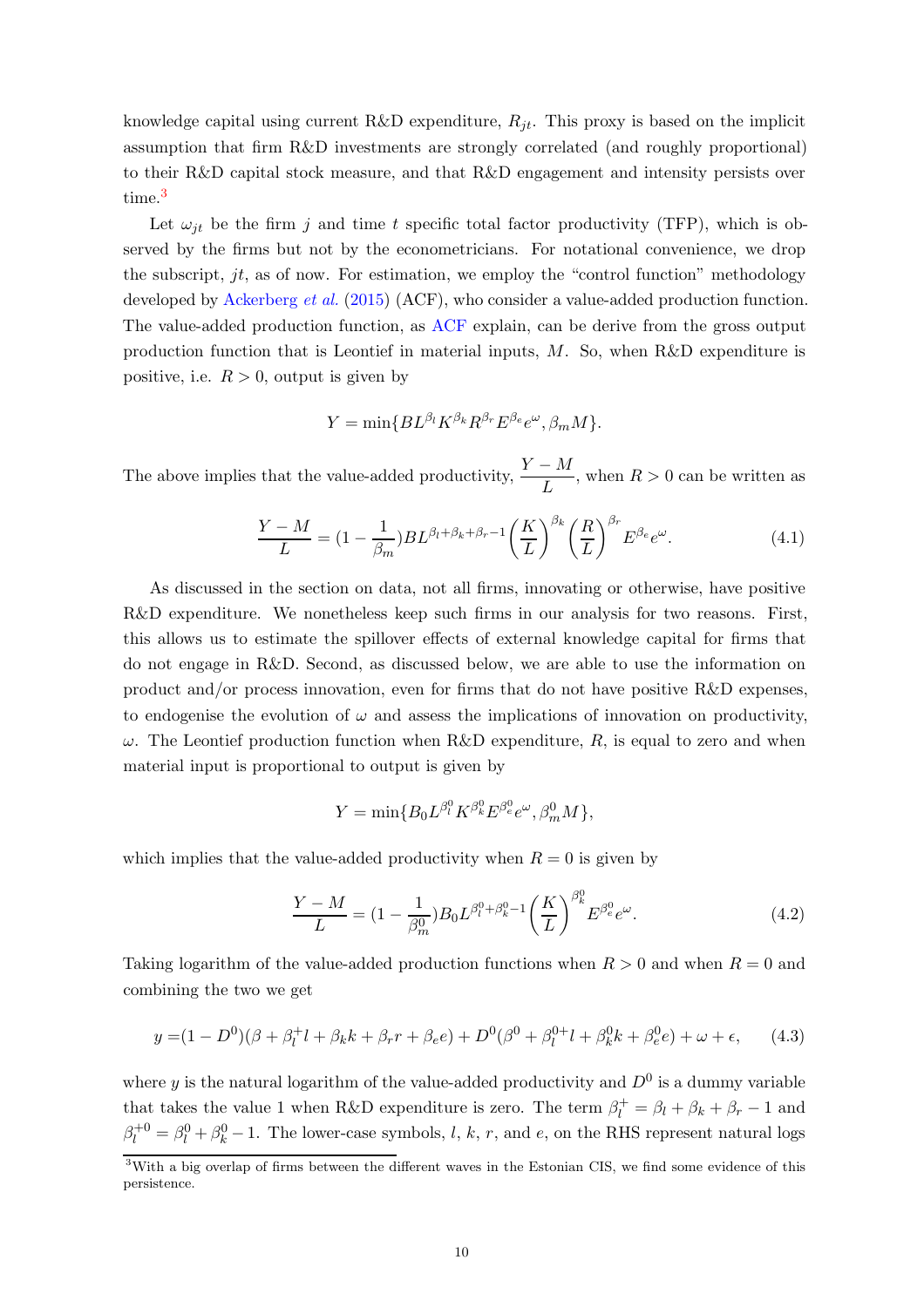knowledge capital using current R&D expenditure, $R_{jt}$. This proxy is based on the implicit assumption that firm R&D investments are strongly correlated (and roughly proportional) to their R&D capital stock measure, and that R&D engagement and intensity persists over time.[3]

Let $\omega_{jt}$ be the firm $j$ and time $t$ specific total factor productivity (TFP), which is observed by the firms but not by the econometricians. For notational convenience, we drop the subscript, $jt$, as of now. For estimation, we employ the "control function" methodology developed by Ackerberg *et al.* (2015) (ACF), who consider a value-added production function. The value-added production function, as ACF explain, can be derive from the gross output production function that is Leontief in material inputs, $M$. So, when R&D expenditure is positive, i.e. $R > 0$, output is given by

$$Y = \min\{BL^{\beta_l}K^{\beta_k}R^{\beta_r}E^{\beta_e}e^{\omega}, \beta_m M\}.$$

The above implies that the value-added productivity, $\dfrac{Y-M}{L}$, when $R > 0$ can be written as

$$\frac{Y-M}{L} = (1 - \frac{1}{\beta_m})BL^{\beta_l+\beta_k+\beta_r-1}\left(\frac{K}{L}\right)^{\beta_k}\left(\frac{R}{L}\right)^{\beta_r}E^{\beta_e}e^{\omega}. \tag{4.1}$$

As discussed in the section on data, not all firms, innovating or otherwise, have positive R&D expenditure. We nonetheless keep such firms in our analysis for two reasons. First, this allows us to estimate the spillover effects of external knowledge capital for firms that do not engage in R&D. Second, as discussed below, we are able to use the information on product and/or process innovation, even for firms that do not have positive R&D expenses, to endogenise the evolution of $\omega$ and assess the implications of innovation on productivity, $\omega$. The Leontief production function when R&D expenditure, $R$, is equal to zero and when material input is proportional to output is given by

$$Y = \min\{B_0 L^{\beta_l^0}K^{\beta_k^0}E^{\beta_e^0}e^{\omega}, \beta_m^0 M\},$$

which implies that the value-added productivity when $R = 0$ is given by

$$\frac{Y-M}{L} = (1 - \frac{1}{\beta_m^0})B_0 L^{\beta_l^0+\beta_k^0-1}\left(\frac{K}{L}\right)^{\beta_k^0}E^{\beta_e^0}e^{\omega}. \tag{4.2}$$

Taking logarithm of the value-added production functions when $R > 0$ and when $R = 0$ and combining the two we get

$$y = (1 - D^0)(\beta + \beta_l^+ l + \beta_k k + \beta_r r + \beta_e e) + D^0(\beta^0 + \beta_l^{0+} l + \beta_k^0 k + \beta_e^0 e) + \omega + \epsilon, \tag{4.3}$$

where $y$ is the natural logarithm of the value-added productivity and $D^0$ is a dummy variable that takes the value 1 when R&D expenditure is zero. The term $\beta_l^+ = \beta_l + \beta_k + \beta_r - 1$ and $\beta_l^{+0} = \beta_l^0 + \beta_k^0 - 1$. The lower-case symbols, $l$, $k$, $r$, and $e$, on the RHS represent natural logs

[3] With a big overlap of firms between the different waves in the Estonian CIS, we find some evidence of this persistence.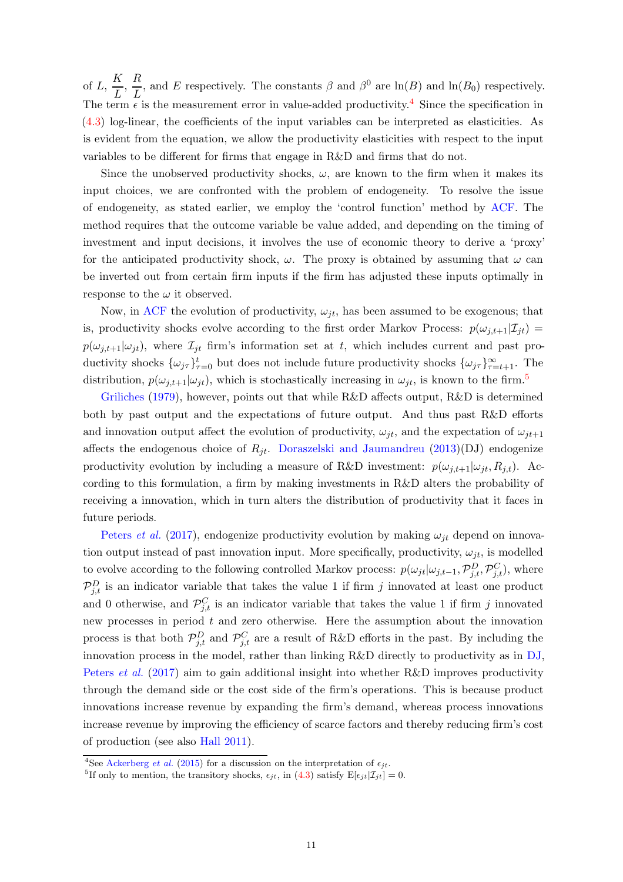of $L$, $\dfrac{K}{L}$, $\dfrac{R}{L}$, and $E$ respectively. The constants $\beta$ and $\beta^0$ are $\ln(B)$ and $\ln(B_0)$ respectively. The term $\epsilon$ is the measurement error in value-added productivity.[4] Since the specification in (4.3) log-linear, the coefficients of the input variables can be interpreted as elasticities. As is evident from the equation, we allow the productivity elasticities with respect to the input variables to be different for firms that engage in R&D and firms that do not.

Since the unobserved productivity shocks, $\omega$, are known to the firm when it makes its input choices, we are confronted with the problem of endogeneity. To resolve the issue of endogeneity, as stated earlier, we employ the 'control function' method by ACF. The method requires that the outcome variable be value added, and depending on the timing of investment and input decisions, it involves the use of economic theory to derive a 'proxy' for the anticipated productivity shock, $\omega$. The proxy is obtained by assuming that $\omega$ can be inverted out from certain firm inputs if the firm has adjusted these inputs optimally in response to the $\omega$ it observed.

Now, in ACF the evolution of productivity, $\omega_{jt}$, has been assumed to be exogenous; that is, productivity shocks evolve according to the first order Markov Process: $p(\omega_{j,t+1}|\mathcal{I}_{jt}) = p(\omega_{j,t+1}|\omega_{jt})$, where $\mathcal{I}_{jt}$ firm's information set at $t$, which includes current and past productivity shocks $\{\omega_{j\tau}\}_{\tau=0}^{t}$ but does not include future productivity shocks $\{\omega_{j\tau}\}_{\tau=t+1}^{\infty}$. The distribution, $p(\omega_{j,t+1}|\omega_{jt})$, which is stochastically increasing in $\omega_{jt}$, is known to the firm.[5]

Griliches (1979), however, points out that while R&D affects output, R&D is determined both by past output and the expectations of future output. And thus past R&D efforts and innovation output affect the evolution of productivity, $\omega_{jt}$, and the expectation of $\omega_{jt+1}$ affects the endogenous choice of $R_{jt}$. Doraszelski and Jaumandreu (2013)(DJ) endogenize productivity evolution by including a measure of R&D investment: $p(\omega_{j,t+1}|\omega_{jt}, R_{j,t})$. According to this formulation, a firm by making investments in R&D alters the probability of receiving a innovation, which in turn alters the distribution of productivity that it faces in future periods.

Peters *et al.* (2017), endogenize productivity evolution by making $\omega_{jt}$ depend on innovation output instead of past innovation input. More specifically, productivity, $\omega_{jt}$, is modelled to evolve according to the following controlled Markov process: $p(\omega_{jt}|\omega_{j,t-1}, \mathcal{P}^D_{j,t}, \mathcal{P}^C_{j,t})$, where $\mathcal{P}^D_{j,t}$ is an indicator variable that takes the value 1 if firm $j$ innovated at least one product and 0 otherwise, and $\mathcal{P}^C_{j,t}$ is an indicator variable that takes the value 1 if firm $j$ innovated new processes in period $t$ and zero otherwise. Here the assumption about the innovation process is that both $\mathcal{P}^D_{j,t}$ and $\mathcal{P}^C_{j,t}$ are a result of R&D efforts in the past. By including the innovation process in the model, rather than linking R&D directly to productivity as in DJ, Peters *et al.* (2017) aim to gain additional insight into whether R&D improves productivity through the demand side or the cost side of the firm's operations. This is because product innovations increase revenue by expanding the firm's demand, whereas process innovations increase revenue by improving the efficiency of scarce factors and thereby reducing firm's cost of production (see also Hall 2011).

[4] See Ackerberg *et al.* (2015) for a discussion on the interpretation of $\epsilon_{jt}$.

[5] If only to mention, the transitory shocks, $\epsilon_{jt}$, in (4.3) satisfy $\mathrm{E}[\epsilon_{jt}|\mathcal{I}_{jt}] = 0$.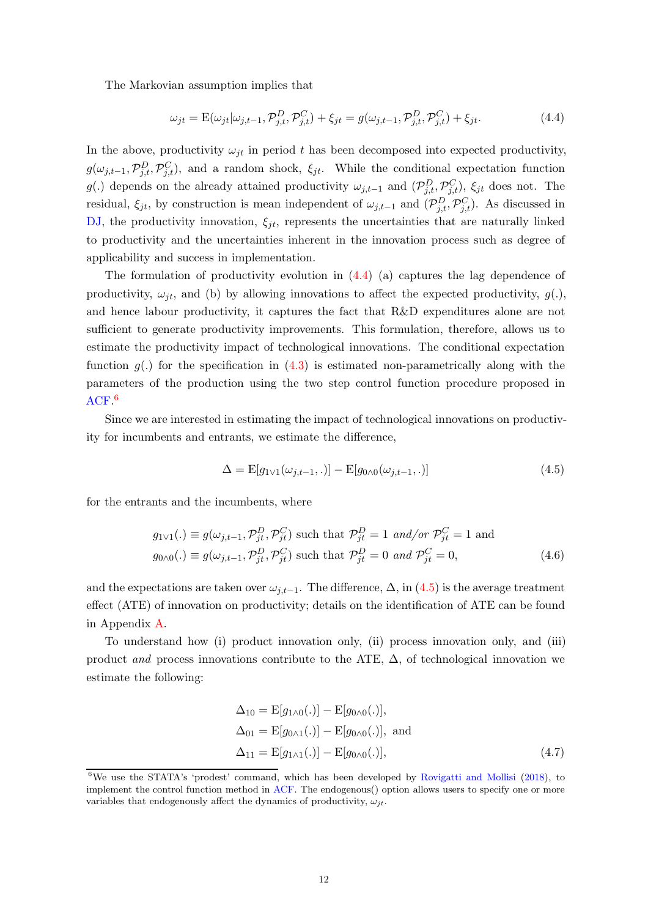The Markovian assumption implies that

$$\omega_{jt} = \mathrm{E}(\omega_{jt}|\omega_{j,t-1}, \mathcal{P}^D_{j,t}, \mathcal{P}^C_{j,t}) + \xi_{jt} = g(\omega_{j,t-1}, \mathcal{P}^D_{j,t}, \mathcal{P}^C_{j,t}) + \xi_{jt}. \tag{4.4}$$

In the above, productivity $\omega_{jt}$ in period $t$ has been decomposed into expected productivity, $g(\omega_{j,t-1}, \mathcal{P}^D_{j,t}, \mathcal{P}^C_{j,t})$, and a random shock, $\xi_{jt}$. While the conditional expectation function $g(.)$ depends on the already attained productivity $\omega_{j,t-1}$ and $(\mathcal{P}^D_{j,t}, \mathcal{P}^C_{j,t})$, $\xi_{jt}$ does not. The residual, $\xi_{jt}$, by construction is mean independent of $\omega_{j,t-1}$ and $(\mathcal{P}^D_{j,t}, \mathcal{P}^C_{j,t})$. As discussed in DJ, the productivity innovation, $\xi_{jt}$, represents the uncertainties that are naturally linked to productivity and the uncertainties inherent in the innovation process such as degree of applicability and success in implementation.

The formulation of productivity evolution in (4.4) (a) captures the lag dependence of productivity, $\omega_{jt}$, and (b) by allowing innovations to affect the expected productivity, $g(.)$, and hence labour productivity, it captures the fact that R&D expenditures alone are not sufficient to generate productivity improvements. This formulation, therefore, allows us to estimate the productivity impact of technological innovations. The conditional expectation function $g(.)$ for the specification in (4.3) is estimated non-parametrically along with the parameters of the production using the two step control function procedure proposed in ACF.[6]

Since we are interested in estimating the impact of technological innovations on productivity for incumbents and entrants, we estimate the difference,

$$\Delta = \mathrm{E}[g_{1\vee 1}(\omega_{j,t-1}, .)] - \mathrm{E}[g_{0\wedge 0}(\omega_{j,t-1}, .)] \tag{4.5}$$

for the entrants and the incumbents, where

$$\begin{aligned} g_{1\vee 1}(.) &\equiv g(\omega_{j,t-1}, \mathcal{P}^D_{jt}, \mathcal{P}^C_{jt}) \text{ such that } \mathcal{P}^D_{jt} = 1 \textit{ and/or } \mathcal{P}^C_{jt} = 1 \text{ and} \\ g_{0\wedge 0}(.) &\equiv g(\omega_{j,t-1}, \mathcal{P}^D_{jt}, \mathcal{P}^C_{jt}) \text{ such that } \mathcal{P}^D_{jt} = 0 \textit{ and } \mathcal{P}^C_{jt} = 0, \end{aligned} \tag{4.6}$$

and the expectations are taken over $\omega_{j,t-1}$. The difference, $\Delta$, in (4.5) is the average treatment effect (ATE) of innovation on productivity; details on the identification of ATE can be found in Appendix A.

To understand how (i) product innovation only, (ii) process innovation only, and (iii) product *and* process innovations contribute to the ATE, $\Delta$, of technological innovation we estimate the following:

$$\begin{aligned} \Delta_{10} &= \mathrm{E}[g_{1\wedge 0}(.)] - \mathrm{E}[g_{0\wedge 0}(.)], \\ \Delta_{01} &= \mathrm{E}[g_{0\wedge 1}(.)] - \mathrm{E}[g_{0\wedge 0}(.)], \text{ and} \\ \Delta_{11} &= \mathrm{E}[g_{1\wedge 1}(.)] - \mathrm{E}[g_{0\wedge 0}(.)], \end{aligned} \tag{4.7}$$

[6] We use the STATA's 'prodest' command, which has been developed by Rovigatti and Mollisi (2018), to implement the control function method in ACF. The endogenous() option allows users to specify one or more variables that endogenously affect the dynamics of productivity, $\omega_{jt}$.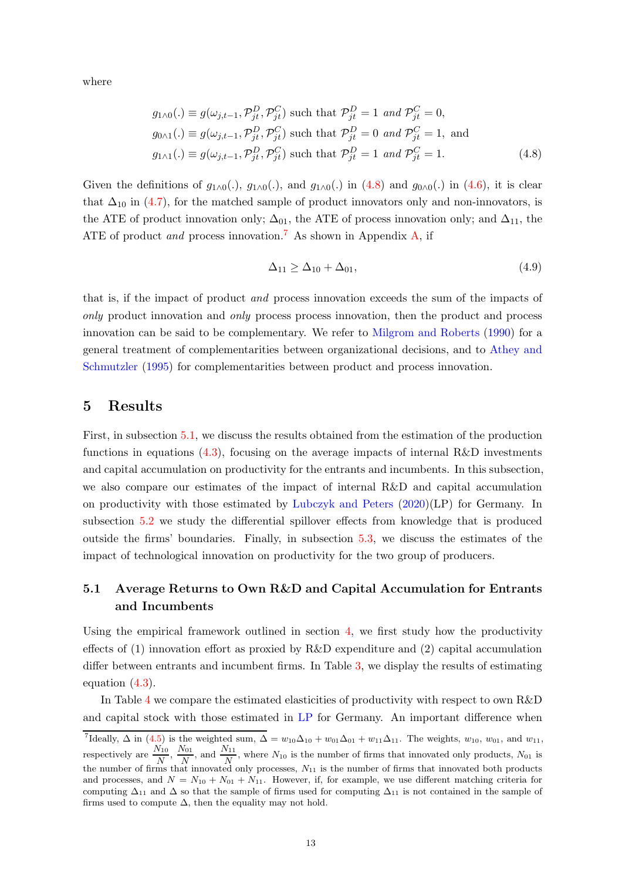where

$$
\begin{aligned}
g_{1\wedge 0}(.) &\equiv g(\omega_{j,t-1}, \mathcal{P}^D_{jt}, \mathcal{P}^C_{jt}) \text{ such that } \mathcal{P}^D_{jt} = 1 \textit{ and } \mathcal{P}^C_{jt} = 0, \\
g_{0\wedge 1}(.) &\equiv g(\omega_{j,t-1}, \mathcal{P}^D_{jt}, \mathcal{P}^C_{jt}) \text{ such that } \mathcal{P}^D_{jt} = 0 \textit{ and } \mathcal{P}^C_{jt} = 1, \text{ and} \\
g_{1\wedge 1}(.) &\equiv g(\omega_{j,t-1}, \mathcal{P}^D_{jt}, \mathcal{P}^C_{jt}) \text{ such that } \mathcal{P}^D_{jt} = 1 \textit{ and } \mathcal{P}^C_{jt} = 1.
\end{aligned}
\tag{4.8}
$$

Given the definitions of $g_{1\wedge 0}(.)$, $g_{1\wedge 0}(.)$, and $g_{1\wedge 0}(.)$ in (4.8) and $g_{0\wedge 0}(.)$ in (4.6), it is clear that $\Delta_{10}$ in (4.7), for the matched sample of product innovators only and non-innovators, is the ATE of product innovation only; $\Delta_{01}$, the ATE of process innovation only; and $\Delta_{11}$, the ATE of product *and* process innovation.[7] As shown in Appendix A, if

$$
\Delta_{11} \geq \Delta_{10} + \Delta_{01}, \tag{4.9}
$$

that is, if the impact of product *and* process innovation exceeds the sum of the impacts of *only* product innovation and *only* process process innovation, then the product and process innovation can be said to be complementary. We refer to Milgrom and Roberts (1990) for a general treatment of complementarities between organizational decisions, and to Athey and Schmutzler (1995) for complementarities between product and process innovation.

## 5 Results

First, in subsection 5.1, we discuss the results obtained from the estimation of the production functions in equations (4.3), focusing on the average impacts of internal R&D investments and capital accumulation on productivity for the entrants and incumbents. In this subsection, we also compare our estimates of the impact of internal R&D and capital accumulation on productivity with those estimated by Lubczyk and Peters (2020)(LP) for Germany. In subsection 5.2 we study the differential spillover effects from knowledge that is produced outside the firms' boundaries. Finally, in subsection 5.3, we discuss the estimates of the impact of technological innovation on productivity for the two group of producers.

### 5.1 Average Returns to Own R&D and Capital Accumulation for Entrants and Incumbents

Using the empirical framework outlined in section 4, we first study how the productivity effects of (1) innovation effort as proxied by R&D expenditure and (2) capital accumulation differ between entrants and incumbent firms. In Table 3, we display the results of estimating equation (4.3).

In Table 4 we compare the estimated elasticities of productivity with respect to own R&D and capital stock with those estimated in LP for Germany. An important difference when

[7] Ideally, $\Delta$ in (4.5) is the weighted sum, $\Delta = w_{10}\Delta_{10} + w_{01}\Delta_{01} + w_{11}\Delta_{11}$. The weights, $w_{10}$, $w_{01}$, and $w_{11}$, respectively are $\frac{N_{10}}{N}$, $\frac{N_{01}}{N}$, and $\frac{N_{11}}{N}$, where $N_{10}$ is the number of firms that innovated only products, $N_{01}$ is the number of firms that innovated only processes, $N_{11}$ is the number of firms that innovated both products and processes, and $N = N_{10} + N_{01} + N_{11}$. However, if, for example, we use different matching criteria for computing $\Delta_{11}$ and $\Delta$ so that the sample of firms used for computing $\Delta_{11}$ is not contained in the sample of firms used to compute $\Delta$, then the equality may not hold.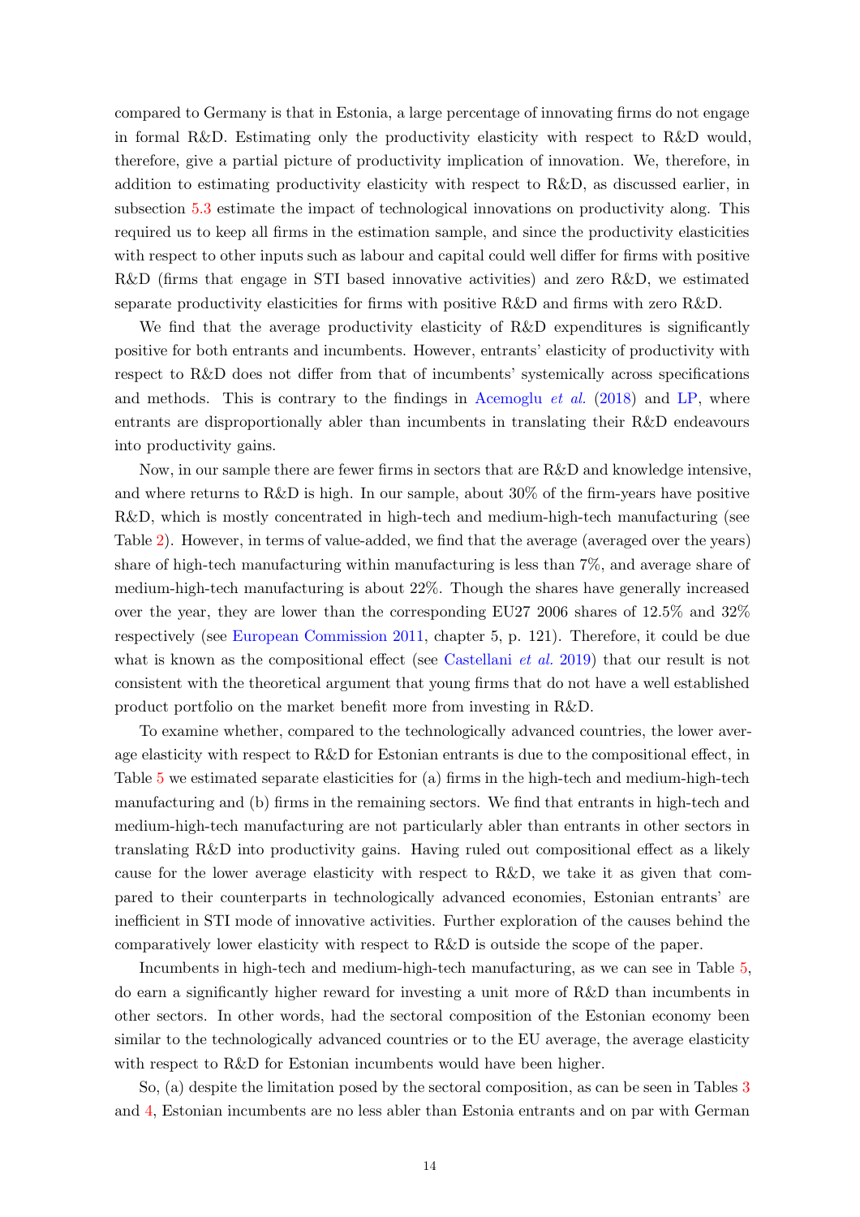compared to Germany is that in Estonia, a large percentage of innovating firms do not engage in formal R&D. Estimating only the productivity elasticity with respect to R&D would, therefore, give a partial picture of productivity implication of innovation. We, therefore, in addition to estimating productivity elasticity with respect to R&D, as discussed earlier, in subsection 5.3 estimate the impact of technological innovations on productivity along. This required us to keep all firms in the estimation sample, and since the productivity elasticities with respect to other inputs such as labour and capital could well differ for firms with positive R&D (firms that engage in STI based innovative activities) and zero R&D, we estimated separate productivity elasticities for firms with positive R&D and firms with zero R&D.

We find that the average productivity elasticity of R&D expenditures is significantly positive for both entrants and incumbents. However, entrants' elasticity of productivity with respect to R&D does not differ from that of incumbents' systemically across specifications and methods. This is contrary to the findings in Acemoglu *et al.* (2018) and LP, where entrants are disproportionally abler than incumbents in translating their R&D endeavours into productivity gains.

Now, in our sample there are fewer firms in sectors that are R&D and knowledge intensive, and where returns to R&D is high. In our sample, about 30% of the firm-years have positive R&D, which is mostly concentrated in high-tech and medium-high-tech manufacturing (see Table 2). However, in terms of value-added, we find that the average (averaged over the years) share of high-tech manufacturing within manufacturing is less than 7%, and average share of medium-high-tech manufacturing is about 22%. Though the shares have generally increased over the year, they are lower than the corresponding EU27 2006 shares of 12.5% and 32% respectively (see European Commission 2011, chapter 5, p. 121). Therefore, it could be due what is known as the compositional effect (see Castellani *et al.* 2019) that our result is not consistent with the theoretical argument that young firms that do not have a well established product portfolio on the market benefit more from investing in R&D.

To examine whether, compared to the technologically advanced countries, the lower average elasticity with respect to R&D for Estonian entrants is due to the compositional effect, in Table 5 we estimated separate elasticities for (a) firms in the high-tech and medium-high-tech manufacturing and (b) firms in the remaining sectors. We find that entrants in high-tech and medium-high-tech manufacturing are not particularly abler than entrants in other sectors in translating R&D into productivity gains. Having ruled out compositional effect as a likely cause for the lower average elasticity with respect to R&D, we take it as given that compared to their counterparts in technologically advanced economies, Estonian entrants' are inefficient in STI mode of innovative activities. Further exploration of the causes behind the comparatively lower elasticity with respect to R&D is outside the scope of the paper.

Incumbents in high-tech and medium-high-tech manufacturing, as we can see in Table 5, do earn a significantly higher reward for investing a unit more of R&D than incumbents in other sectors. In other words, had the sectoral composition of the Estonian economy been similar to the technologically advanced countries or to the EU average, the average elasticity with respect to R&D for Estonian incumbents would have been higher.

So, (a) despite the limitation posed by the sectoral composition, as can be seen in Tables 3 and 4, Estonian incumbents are no less abler than Estonia entrants and on par with German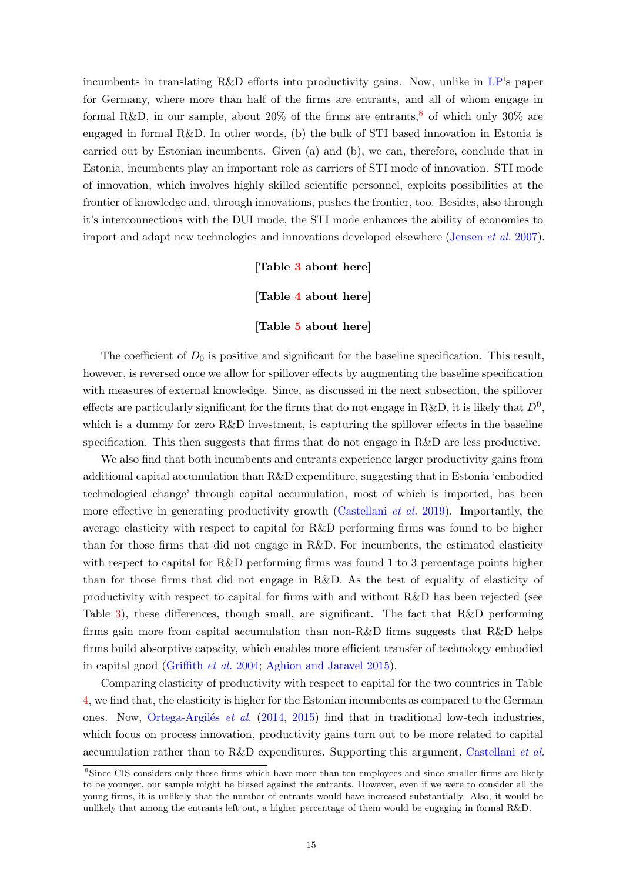incumbents in translating R&D efforts into productivity gains. Now, unlike in LP's paper for Germany, where more than half of the firms are entrants, and all of whom engage in formal R&D, in our sample, about 20% of the firms are entrants,[8] of which only 30% are engaged in formal R&D. In other words, (b) the bulk of STI based innovation in Estonia is carried out by Estonian incumbents. Given (a) and (b), we can, therefore, conclude that in Estonia, incumbents play an important role as carriers of STI mode of innovation. STI mode of innovation, which involves highly skilled scientific personnel, exploits possibilities at the frontier of knowledge and, through innovations, pushes the frontier, too. Besides, also through it's interconnections with the DUI mode, the STI mode enhances the ability of economies to import and adapt new technologies and innovations developed elsewhere (Jensen *et al.* 2007).

**[Table 3 about here]**

**[Table 4 about here]**

**[Table 5 about here]**

The coefficient of $D_0$ is positive and significant for the baseline specification. This result, however, is reversed once we allow for spillover effects by augmenting the baseline specification with measures of external knowledge. Since, as discussed in the next subsection, the spillover effects are particularly significant for the firms that do not engage in R&D, it is likely that $D^0$, which is a dummy for zero R&D investment, is capturing the spillover effects in the baseline specification. This then suggests that firms that do not engage in R&D are less productive.

We also find that both incumbents and entrants experience larger productivity gains from additional capital accumulation than R&D expenditure, suggesting that in Estonia 'embodied technological change' through capital accumulation, most of which is imported, has been more effective in generating productivity growth (Castellani *et al.* 2019). Importantly, the average elasticity with respect to capital for R&D performing firms was found to be higher than for those firms that did not engage in R&D. For incumbents, the estimated elasticity with respect to capital for R&D performing firms was found 1 to 3 percentage points higher than for those firms that did not engage in R&D. As the test of equality of elasticity of productivity with respect to capital for firms with and without R&D has been rejected (see Table 3), these differences, though small, are significant. The fact that R&D performing firms gain more from capital accumulation than non-R&D firms suggests that R&D helps firms build absorptive capacity, which enables more efficient transfer of technology embodied in capital good (Griffith *et al.* 2004; Aghion and Jaravel 2015).

Comparing elasticity of productivity with respect to capital for the two countries in Table 4, we find that, the elasticity is higher for the Estonian incumbents as compared to the German ones. Now, Ortega-Argilés *et al.* (2014, 2015) find that in traditional low-tech industries, which focus on process innovation, productivity gains turn out to be more related to capital accumulation rather than to R&D expenditures. Supporting this argument, Castellani *et al.*

[8] Since CIS considers only those firms which have more than ten employees and since smaller firms are likely to be younger, our sample might be biased against the entrants. However, even if we were to consider all the young firms, it is unlikely that the number of entrants would have increased substantially. Also, it would be unlikely that among the entrants left out, a higher percentage of them would be engaging in formal R&D.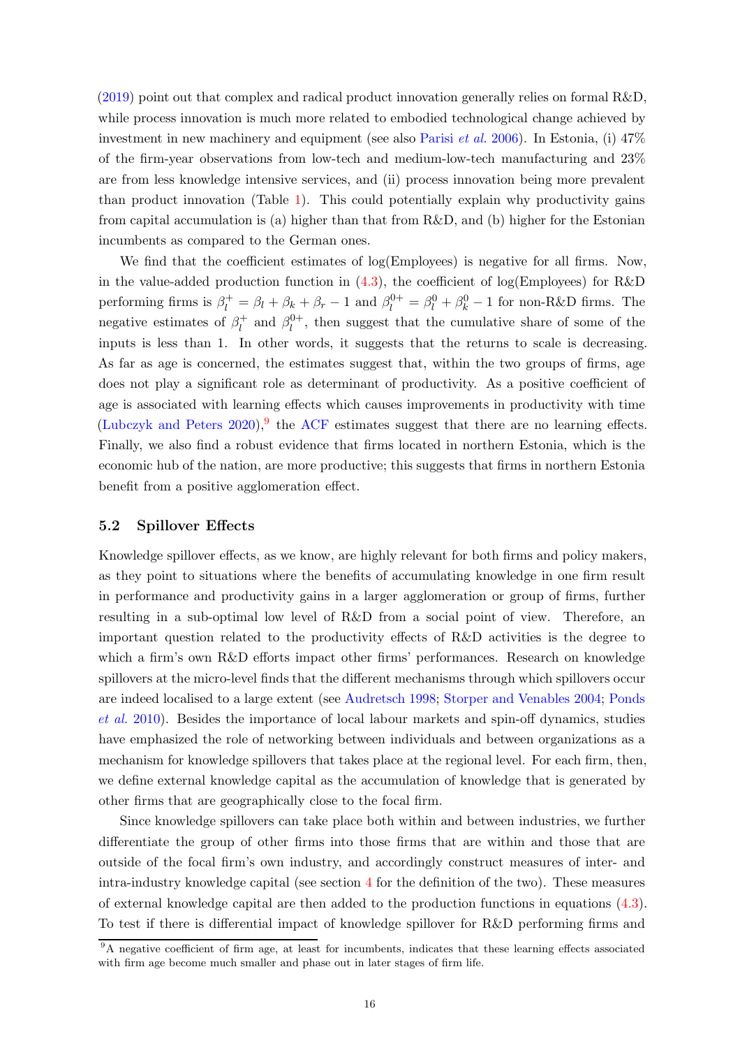(2019) point out that complex and radical product innovation generally relies on formal R&D, while process innovation is much more related to embodied technological change achieved by investment in new machinery and equipment (see also Parisi *et al.* 2006). In Estonia, (i) 47% of the firm-year observations from low-tech and medium-low-tech manufacturing and 23% are from less knowledge intensive services, and (ii) process innovation being more prevalent than product innovation (Table 1). This could potentially explain why productivity gains from capital accumulation is (a) higher than that from R&D, and (b) higher for the Estonian incumbents as compared to the German ones.

We find that the coefficient estimates of log(Employees) is negative for all firms. Now, in the value-added production function in (4.3), the coefficient of log(Employees) for R&D performing firms is $\beta_l^+ = \beta_l + \beta_k + \beta_r - 1$ and $\beta_l^{0+} = \beta_l^0 + \beta_k^0 - 1$ for non-R&D firms. The negative estimates of $\beta_l^+$ and $\beta_l^{0+}$, then suggest that the cumulative share of some of the inputs is less than 1. In other words, it suggests that the returns to scale is decreasing. As far as age is concerned, the estimates suggest that, within the two groups of firms, age does not play a significant role as determinant of productivity. As a positive coefficient of age is associated with learning effects which causes improvements in productivity with time (Lubczyk and Peters 2020),[9] the ACF estimates suggest that there are no learning effects. Finally, we also find a robust evidence that firms located in northern Estonia, which is the economic hub of the nation, are more productive; this suggests that firms in northern Estonia benefit from a positive agglomeration effect.

### 5.2 Spillover Effects

Knowledge spillover effects, as we know, are highly relevant for both firms and policy makers, as they point to situations where the benefits of accumulating knowledge in one firm result in performance and productivity gains in a larger agglomeration or group of firms, further resulting in a sub-optimal low level of R&D from a social point of view. Therefore, an important question related to the productivity effects of R&D activities is the degree to which a firm's own R&D efforts impact other firms' performances. Research on knowledge spillovers at the micro-level finds that the different mechanisms through which spillovers occur are indeed localised to a large extent (see Audretsch 1998; Storper and Venables 2004; Ponds *et al.* 2010). Besides the importance of local labour markets and spin-off dynamics, studies have emphasized the role of networking between individuals and between organizations as a mechanism for knowledge spillovers that takes place at the regional level. For each firm, then, we define external knowledge capital as the accumulation of knowledge that is generated by other firms that are geographically close to the focal firm.

Since knowledge spillovers can take place both within and between industries, we further differentiate the group of other firms into those firms that are within and those that are outside of the focal firm's own industry, and accordingly construct measures of inter- and intra-industry knowledge capital (see section 4 for the definition of the two). These measures of external knowledge capital are then added to the production functions in equations (4.3). To test if there is differential impact of knowledge spillover for R&D performing firms and

[9] A negative coefficient of firm age, at least for incumbents, indicates that these learning effects associated with firm age become much smaller and phase out in later stages of firm life.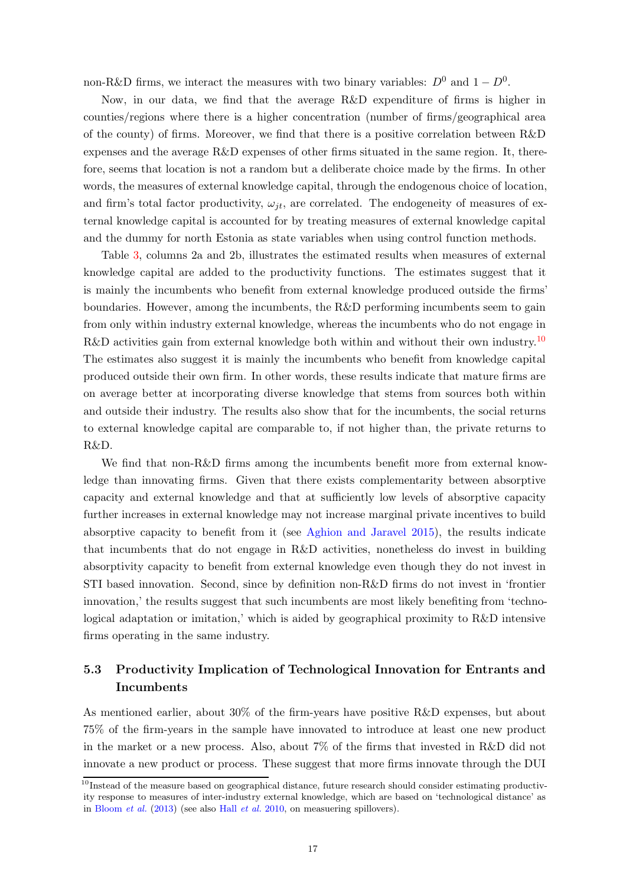non-R&D firms, we interact the measures with two binary variables: $D^0$ and $1 - D^0$.

Now, in our data, we find that the average R&D expenditure of firms is higher in counties/regions where there is a higher concentration (number of firms/geographical area of the county) of firms. Moreover, we find that there is a positive correlation between R&D expenses and the average R&D expenses of other firms situated in the same region. It, therefore, seems that location is not a random but a deliberate choice made by the firms. In other words, the measures of external knowledge capital, through the endogenous choice of location, and firm's total factor productivity, $\omega_{jt}$, are correlated. The endogeneity of measures of external knowledge capital is accounted for by treating measures of external knowledge capital and the dummy for north Estonia as state variables when using control function methods.

Table 3, columns 2a and 2b, illustrates the estimated results when measures of external knowledge capital are added to the productivity functions. The estimates suggest that it is mainly the incumbents who benefit from external knowledge produced outside the firms' boundaries. However, among the incumbents, the R&D performing incumbents seem to gain from only within industry external knowledge, whereas the incumbents who do not engage in R&D activities gain from external knowledge both within and without their own industry.[10] The estimates also suggest it is mainly the incumbents who benefit from knowledge capital produced outside their own firm. In other words, these results indicate that mature firms are on average better at incorporating diverse knowledge that stems from sources both within and outside their industry. The results also show that for the incumbents, the social returns to external knowledge capital are comparable to, if not higher than, the private returns to R&D.

We find that non-R&D firms among the incumbents benefit more from external knowledge than innovating firms. Given that there exists complementarity between absorptive capacity and external knowledge and that at sufficiently low levels of absorptive capacity further increases in external knowledge may not increase marginal private incentives to build absorptive capacity to benefit from it (see Aghion and Jaravel 2015), the results indicate that incumbents that do not engage in R&D activities, nonetheless do invest in building absorptivity capacity to benefit from external knowledge even though they do not invest in STI based innovation. Second, since by definition non-R&D firms do not invest in 'frontier innovation,' the results suggest that such incumbents are most likely benefiting from 'technological adaptation or imitation,' which is aided by geographical proximity to R&D intensive firms operating in the same industry.

## 5.3 Productivity Implication of Technological Innovation for Entrants and Incumbents

As mentioned earlier, about 30% of the firm-years have positive R&D expenses, but about 75% of the firm-years in the sample have innovated to introduce at least one new product in the market or a new process. Also, about 7% of the firms that invested in R&D did not innovate a new product or process. These suggest that more firms innovate through the DUI

[10] Instead of the measure based on geographical distance, future research should consider estimating productivity response to measures of inter-industry external knowledge, which are based on 'technological distance' as in Bloom *et al.* (2013) (see also Hall *et al.* 2010, on measuering spillovers).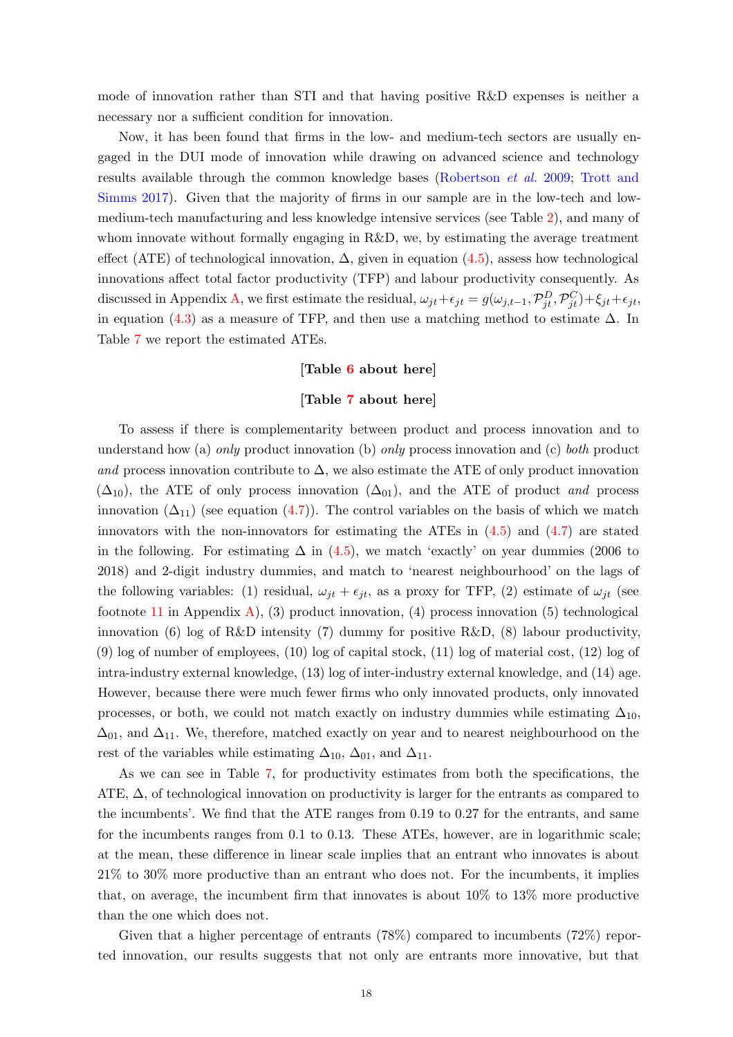mode of innovation rather than STI and that having positive R&D expenses is neither a necessary nor a sufficient condition for innovation.

Now, it has been found that firms in the low- and medium-tech sectors are usually engaged in the DUI mode of innovation while drawing on advanced science and technology results available through the common knowledge bases (Robertson *et al.* 2009; Trott and Simms 2017). Given that the majority of firms in our sample are in the low-tech and low-medium-tech manufacturing and less knowledge intensive services (see Table 2), and many of whom innovate without formally engaging in R&D, we, by estimating the average treatment effect (ATE) of technological innovation, $\Delta$, given in equation (4.5), assess how technological innovations affect total factor productivity (TFP) and labour productivity consequently. As discussed in Appendix A, we first estimate the residual, $\omega_{jt}+\epsilon_{jt} = g(\omega_{j,t-1}, \mathcal{P}^D_{jt}, \mathcal{P}^C_{jt})+\xi_{jt}+\epsilon_{jt}$, in equation (4.3) as a measure of TFP, and then use a matching method to estimate $\Delta$. In Table 7 we report the estimated ATEs.

**[Table 6 about here]**

**[Table 7 about here]**

To assess if there is complementarity between product and process innovation and to understand how (a) *only* product innovation (b) *only* process innovation and (c) *both* product *and* process innovation contribute to $\Delta$, we also estimate the ATE of only product innovation ($\Delta_{10}$), the ATE of only process innovation ($\Delta_{01}$), and the ATE of product *and* process innovation ($\Delta_{11}$) (see equation (4.7)). The control variables on the basis of which we match innovators with the non-innovators for estimating the ATEs in (4.5) and (4.7) are stated in the following. For estimating $\Delta$ in (4.5), we match 'exactly' on year dummies (2006 to 2018) and 2-digit industry dummies, and match to 'nearest neighbourhood' on the lags of the following variables: (1) residual, $\omega_{jt} + \epsilon_{jt}$, as a proxy for TFP, (2) estimate of $\omega_{jt}$ (see footnote 11 in Appendix A), (3) product innovation, (4) process innovation (5) technological innovation (6) log of R&D intensity (7) dummy for positive R&D, (8) labour productivity, (9) log of number of employees, (10) log of capital stock, (11) log of material cost, (12) log of intra-industry external knowledge, (13) log of inter-industry external knowledge, and (14) age. However, because there were much fewer firms who only innovated products, only innovated processes, or both, we could not match exactly on industry dummies while estimating $\Delta_{10}$, $\Delta_{01}$, and $\Delta_{11}$. We, therefore, matched exactly on year and to nearest neighbourhood on the rest of the variables while estimating $\Delta_{10}$, $\Delta_{01}$, and $\Delta_{11}$.

As we can see in Table 7, for productivity estimates from both the specifications, the ATE, $\Delta$, of technological innovation on productivity is larger for the entrants as compared to the incumbents'. We find that the ATE ranges from 0.19 to 0.27 for the entrants, and same for the incumbents ranges from 0.1 to 0.13. These ATEs, however, are in logarithmic scale; at the mean, these difference in linear scale implies that an entrant who innovates is about 21% to 30% more productive than an entrant who does not. For the incumbents, it implies that, on average, the incumbent firm that innovates is about 10% to 13% more productive than the one which does not.

Given that a higher percentage of entrants (78%) compared to incumbents (72%) reported innovation, our results suggests that not only are entrants more innovative, but that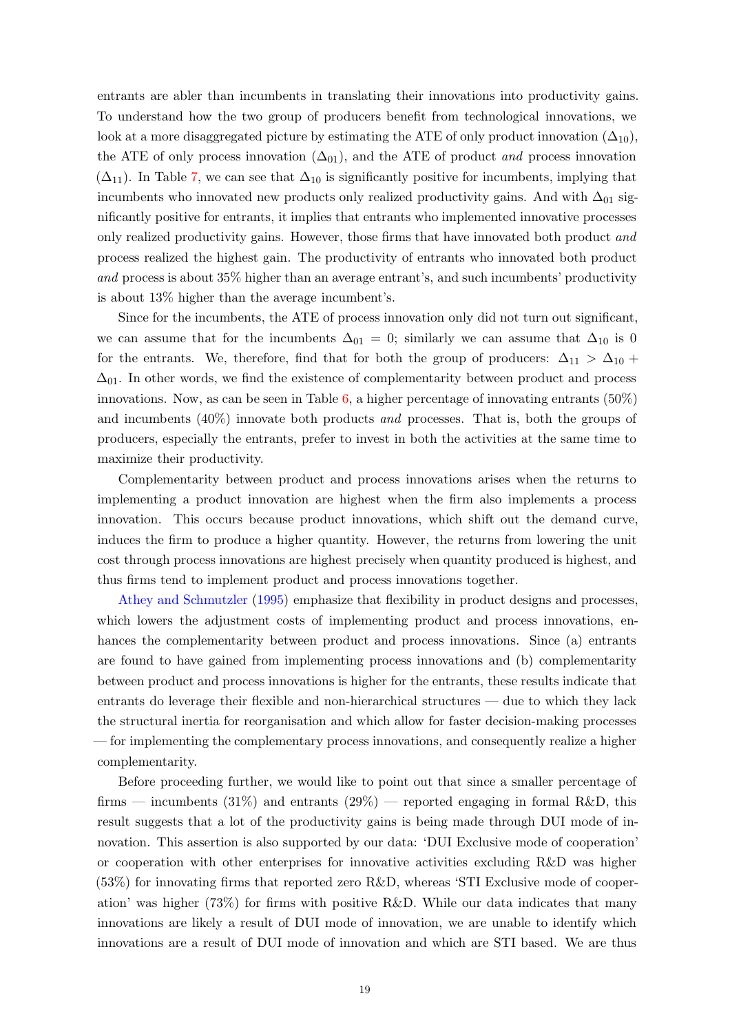entrants are abler than incumbents in translating their innovations into productivity gains. To understand how the two group of producers benefit from technological innovations, we look at a more disaggregated picture by estimating the ATE of only product innovation ($\Delta_{10}$), the ATE of only process innovation ($\Delta_{01}$), and the ATE of product *and* process innovation ($\Delta_{11}$). In Table 7, we can see that $\Delta_{10}$ is significantly positive for incumbents, implying that incumbents who innovated new products only realized productivity gains. And with $\Delta_{01}$ significantly positive for entrants, it implies that entrants who implemented innovative processes only realized productivity gains. However, those firms that have innovated both product *and* process realized the highest gain. The productivity of entrants who innovated both product *and* process is about 35% higher than an average entrant's, and such incumbents' productivity is about 13% higher than the average incumbent's.

Since for the incumbents, the ATE of process innovation only did not turn out significant, we can assume that for the incumbents $\Delta_{01} = 0$; similarly we can assume that $\Delta_{10}$ is 0 for the entrants. We, therefore, find that for both the group of producers: $\Delta_{11} > \Delta_{10} + \Delta_{01}$. In other words, we find the existence of complementarity between product and process innovations. Now, as can be seen in Table 6, a higher percentage of innovating entrants (50%) and incumbents (40%) innovate both products *and* processes. That is, both the groups of producers, especially the entrants, prefer to invest in both the activities at the same time to maximize their productivity.

Complementarity between product and process innovations arises when the returns to implementing a product innovation are highest when the firm also implements a process innovation. This occurs because product innovations, which shift out the demand curve, induces the firm to produce a higher quantity. However, the returns from lowering the unit cost through process innovations are highest precisely when quantity produced is highest, and thus firms tend to implement product and process innovations together.

Athey and Schmutzler (1995) emphasize that flexibility in product designs and processes, which lowers the adjustment costs of implementing product and process innovations, enhances the complementarity between product and process innovations. Since (a) entrants are found to have gained from implementing process innovations and (b) complementarity between product and process innovations is higher for the entrants, these results indicate that entrants do leverage their flexible and non-hierarchical structures — due to which they lack the structural inertia for reorganisation and which allow for faster decision-making processes — for implementing the complementary process innovations, and consequently realize a higher complementarity.

Before proceeding further, we would like to point out that since a smaller percentage of firms — incumbents (31%) and entrants (29%) — reported engaging in formal R&D, this result suggests that a lot of the productivity gains is being made through DUI mode of innovation. This assertion is also supported by our data: 'DUI Exclusive mode of cooperation' or cooperation with other enterprises for innovative activities excluding R&D was higher (53%) for innovating firms that reported zero R&D, whereas 'STI Exclusive mode of cooperation' was higher (73%) for firms with positive R&D. While our data indicates that many innovations are likely a result of DUI mode of innovation, we are unable to identify which innovations are a result of DUI mode of innovation and which are STI based. We are thus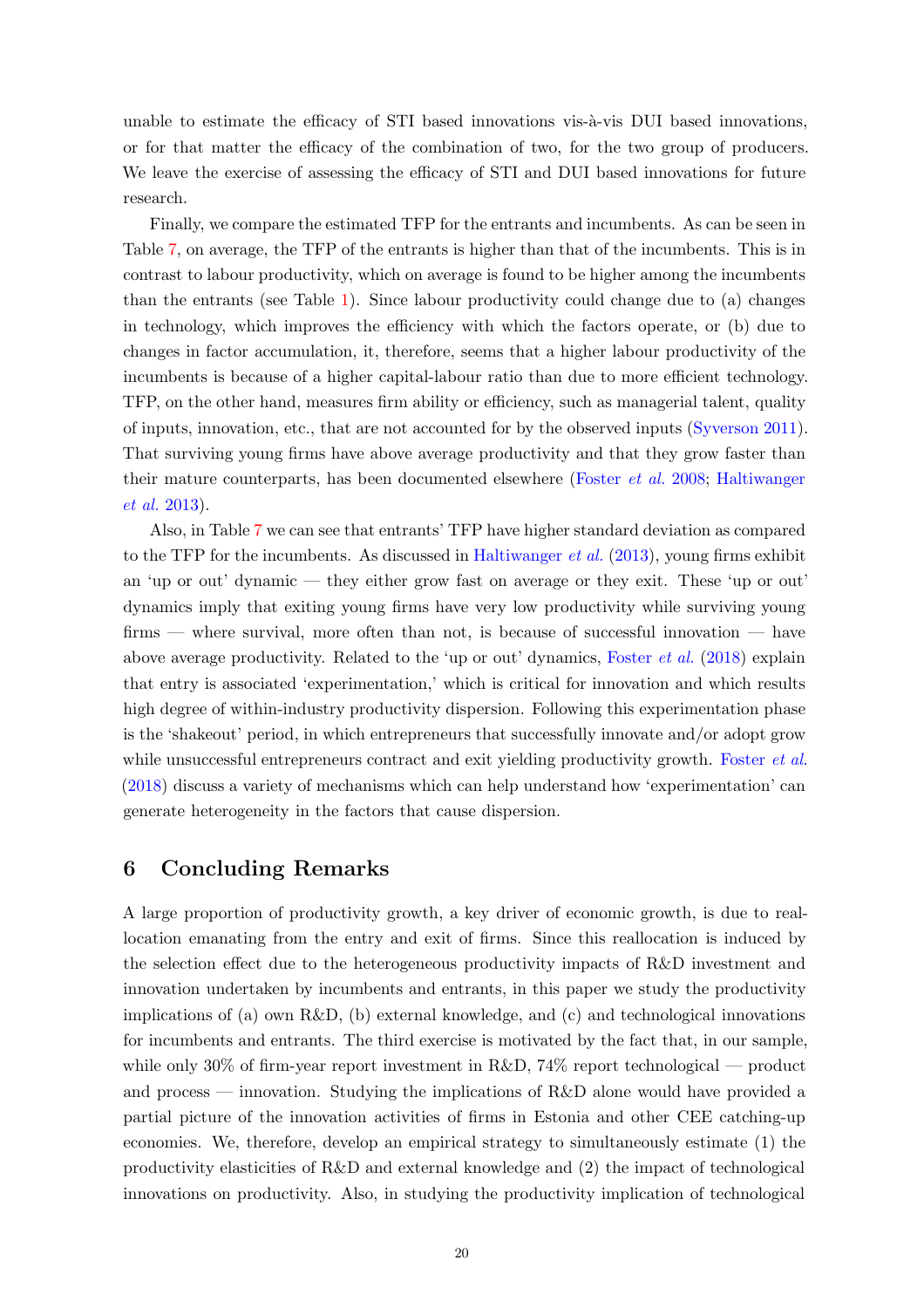unable to estimate the efficacy of STI based innovations vis-à-vis DUI based innovations, or for that matter the efficacy of the combination of two, for the two group of producers. We leave the exercise of assessing the efficacy of STI and DUI based innovations for future research.

Finally, we compare the estimated TFP for the entrants and incumbents. As can be seen in Table 7, on average, the TFP of the entrants is higher than that of the incumbents. This is in contrast to labour productivity, which on average is found to be higher among the incumbents than the entrants (see Table 1). Since labour productivity could change due to (a) changes in technology, which improves the efficiency with which the factors operate, or (b) due to changes in factor accumulation, it, therefore, seems that a higher labour productivity of the incumbents is because of a higher capital-labour ratio than due to more efficient technology. TFP, on the other hand, measures firm ability or efficiency, such as managerial talent, quality of inputs, innovation, etc., that are not accounted for by the observed inputs (Syverson 2011). That surviving young firms have above average productivity and that they grow faster than their mature counterparts, has been documented elsewhere (Foster *et al.* 2008; Haltiwanger *et al.* 2013).

Also, in Table 7 we can see that entrants' TFP have higher standard deviation as compared to the TFP for the incumbents. As discussed in Haltiwanger *et al.* (2013), young firms exhibit an 'up or out' dynamic — they either grow fast on average or they exit. These 'up or out' dynamics imply that exiting young firms have very low productivity while surviving young firms — where survival, more often than not, is because of successful innovation — have above average productivity. Related to the 'up or out' dynamics, Foster *et al.* (2018) explain that entry is associated 'experimentation,' which is critical for innovation and which results high degree of within-industry productivity dispersion. Following this experimentation phase is the 'shakeout' period, in which entrepreneurs that successfully innovate and/or adopt grow while unsuccessful entrepreneurs contract and exit yielding productivity growth. Foster *et al.* (2018) discuss a variety of mechanisms which can help understand how 'experimentation' can generate heterogeneity in the factors that cause dispersion.

## 6 Concluding Remarks

A large proportion of productivity growth, a key driver of economic growth, is due to reallocation emanating from the entry and exit of firms. Since this reallocation is induced by the selection effect due to the heterogeneous productivity impacts of R&D investment and innovation undertaken by incumbents and entrants, in this paper we study the productivity implications of (a) own R&D, (b) external knowledge, and (c) and technological innovations for incumbents and entrants. The third exercise is motivated by the fact that, in our sample, while only 30% of firm-year report investment in R&D, 74% report technological — product and process — innovation. Studying the implications of R&D alone would have provided a partial picture of the innovation activities of firms in Estonia and other CEE catching-up economies. We, therefore, develop an empirical strategy to simultaneously estimate (1) the productivity elasticities of R&D and external knowledge and (2) the impact of technological innovations on productivity. Also, in studying the productivity implication of technological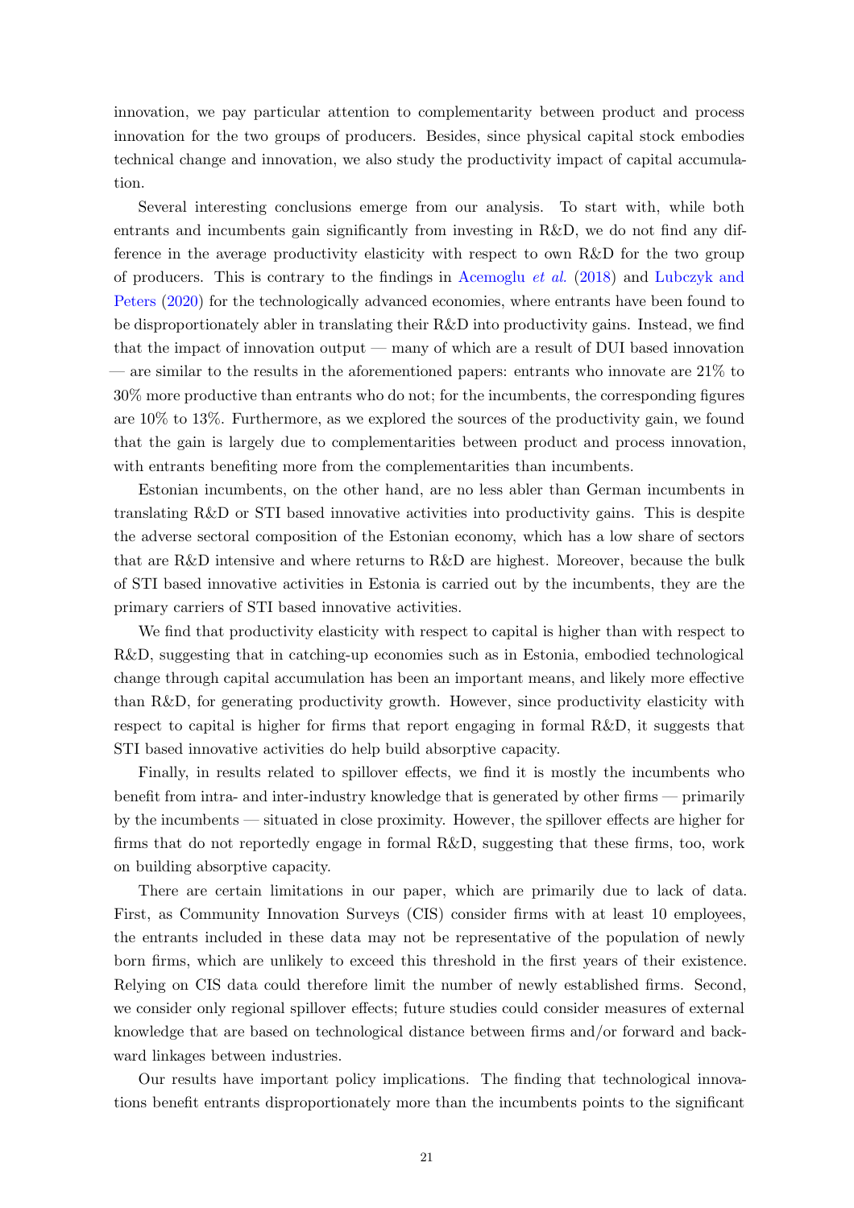innovation, we pay particular attention to complementarity between product and process innovation for the two groups of producers. Besides, since physical capital stock embodies technical change and innovation, we also study the productivity impact of capital accumulation.

Several interesting conclusions emerge from our analysis. To start with, while both entrants and incumbents gain significantly from investing in R&D, we do not find any difference in the average productivity elasticity with respect to own R&D for the two group of producers. This is contrary to the findings in Acemoglu *et al.* (2018) and Lubczyk and Peters (2020) for the technologically advanced economies, where entrants have been found to be disproportionately abler in translating their R&D into productivity gains. Instead, we find that the impact of innovation output — many of which are a result of DUI based innovation — are similar to the results in the aforementioned papers: entrants who innovate are 21% to 30% more productive than entrants who do not; for the incumbents, the corresponding figures are 10% to 13%. Furthermore, as we explored the sources of the productivity gain, we found that the gain is largely due to complementarities between product and process innovation, with entrants benefiting more from the complementarities than incumbents.

Estonian incumbents, on the other hand, are no less abler than German incumbents in translating R&D or STI based innovative activities into productivity gains. This is despite the adverse sectoral composition of the Estonian economy, which has a low share of sectors that are R&D intensive and where returns to R&D are highest. Moreover, because the bulk of STI based innovative activities in Estonia is carried out by the incumbents, they are the primary carriers of STI based innovative activities.

We find that productivity elasticity with respect to capital is higher than with respect to R&D, suggesting that in catching-up economies such as in Estonia, embodied technological change through capital accumulation has been an important means, and likely more effective than R&D, for generating productivity growth. However, since productivity elasticity with respect to capital is higher for firms that report engaging in formal R&D, it suggests that STI based innovative activities do help build absorptive capacity.

Finally, in results related to spillover effects, we find it is mostly the incumbents who benefit from intra- and inter-industry knowledge that is generated by other firms — primarily by the incumbents — situated in close proximity. However, the spillover effects are higher for firms that do not reportedly engage in formal R&D, suggesting that these firms, too, work on building absorptive capacity.

There are certain limitations in our paper, which are primarily due to lack of data. First, as Community Innovation Surveys (CIS) consider firms with at least 10 employees, the entrants included in these data may not be representative of the population of newly born firms, which are unlikely to exceed this threshold in the first years of their existence. Relying on CIS data could therefore limit the number of newly established firms. Second, we consider only regional spillover effects; future studies could consider measures of external knowledge that are based on technological distance between firms and/or forward and backward linkages between industries.

Our results have important policy implications. The finding that technological innovations benefit entrants disproportionately more than the incumbents points to the significant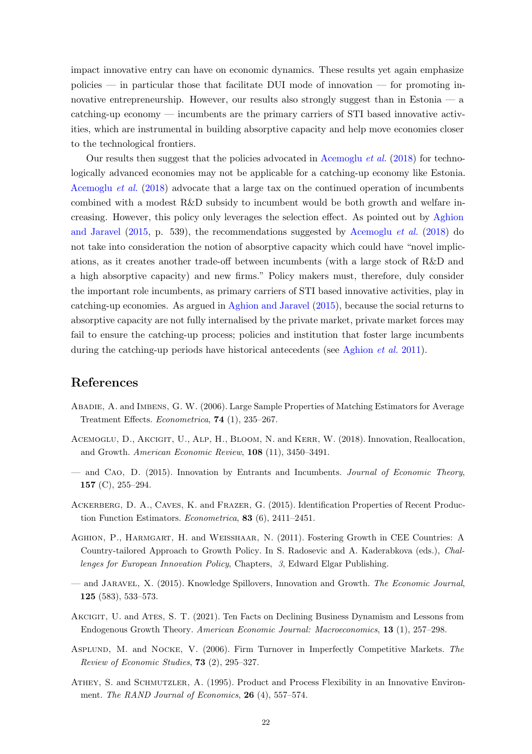impact innovative entry can have on economic dynamics. These results yet again emphasize policies — in particular those that facilitate DUI mode of innovation — for promoting innovative entrepreneurship. However, our results also strongly suggest than in Estonia — a catching-up economy — incumbents are the primary carriers of STI based innovative activities, which are instrumental in building absorptive capacity and help move economies closer to the technological frontiers.

Our results then suggest that the policies advocated in Acemoglu *et al.* (2018) for technologically advanced economies may not be applicable for a catching-up economy like Estonia. Acemoglu *et al.* (2018) advocate that a large tax on the continued operation of incumbents combined with a modest R&D subsidy to incumbent would be both growth and welfare increasing. However, this policy only leverages the selection effect. As pointed out by Aghion and Jaravel (2015, p. 539), the recommendations suggested by Acemoglu *et al.* (2018) do not take into consideration the notion of absorptive capacity which could have "novel implications, as it creates another trade-off between incumbents (with a large stock of R&D and a high absorptive capacity) and new firms." Policy makers must, therefore, duly consider the important role incumbents, as primary carriers of STI based innovative activities, play in catching-up economies. As argued in Aghion and Jaravel (2015), because the social returns to absorptive capacity are not fully internalised by the private market, private market forces may fail to ensure the catching-up process; policies and institution that foster large incumbents during the catching-up periods have historical antecedents (see Aghion *et al.* 2011).

## References

Abadie, A. and Imbens, G. W. (2006). Large Sample Properties of Matching Estimators for Average Treatment Effects. *Econometrica*, **74** (1), 235–267.

Acemoglu, D., Akcigit, U., Alp, H., Bloom, N. and Kerr, W. (2018). Innovation, Reallocation, and Growth. *American Economic Review*, **108** (11), 3450–3491.

— and Cao, D. (2015). Innovation by Entrants and Incumbents. *Journal of Economic Theory*, **157** (C), 255–294.

Ackerberg, D. A., Caves, K. and Frazer, G. (2015). Identification Properties of Recent Production Function Estimators. *Econometrica*, **83** (6), 2411–2451.

Aghion, P., Harmgart, H. and Weisshaar, N. (2011). Fostering Growth in CEE Countries: A Country-tailored Approach to Growth Policy. In S. Radosevic and A. Kaderabkova (eds.), *Challenges for European Innovation Policy*, Chapters, *3*, Edward Elgar Publishing.

— and Jaravel, X. (2015). Knowledge Spillovers, Innovation and Growth. *The Economic Journal*, **125** (583), 533–573.

Akcigit, U. and Ates, S. T. (2021). Ten Facts on Declining Business Dynamism and Lessons from Endogenous Growth Theory. *American Economic Journal: Macroeconomics*, **13** (1), 257–298.

Asplund, M. and Nocke, V. (2006). Firm Turnover in Imperfectly Competitive Markets. *The Review of Economic Studies*, **73** (2), 295–327.

Athey, S. and Schmutzler, A. (1995). Product and Process Flexibility in an Innovative Environment. *The RAND Journal of Economics*, **26** (4), 557–574.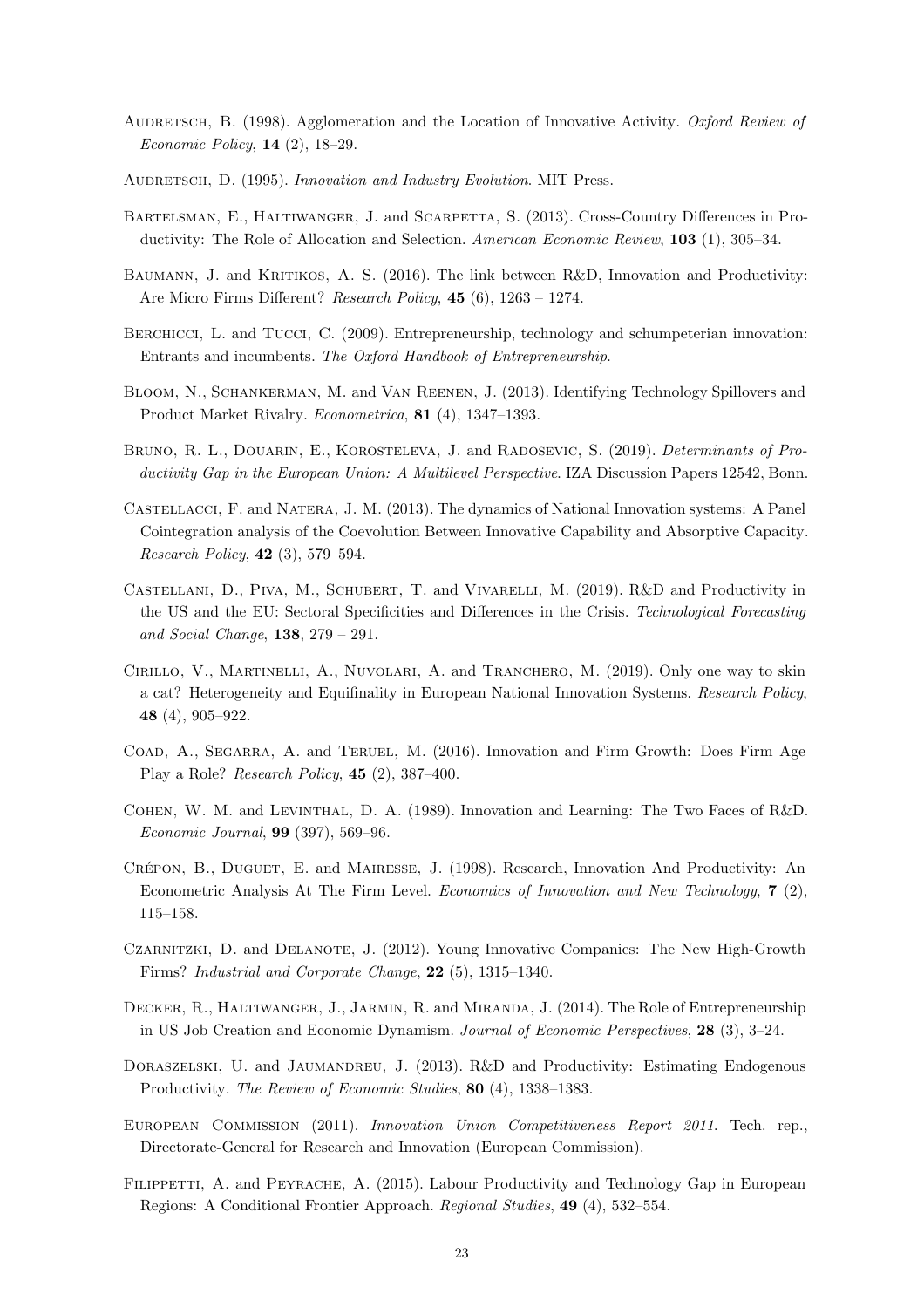Audretsch, B. (1998). Agglomeration and the Location of Innovative Activity. *Oxford Review of Economic Policy*, **14** (2), 18–29.

Audretsch, D. (1995). *Innovation and Industry Evolution*. MIT Press.

Bartelsman, E., Haltiwanger, J. and Scarpetta, S. (2013). Cross-Country Differences in Productivity: The Role of Allocation and Selection. *American Economic Review*, **103** (1), 305–34.

Baumann, J. and Kritikos, A. S. (2016). The link between R&D, Innovation and Productivity: Are Micro Firms Different? *Research Policy*, **45** (6), 1263 – 1274.

Berchicci, L. and Tucci, C. (2009). Entrepreneurship, technology and schumpeterian innovation: Entrants and incumbents. *The Oxford Handbook of Entrepreneurship*.

Bloom, N., Schankerman, M. and Van Reenen, J. (2013). Identifying Technology Spillovers and Product Market Rivalry. *Econometrica*, **81** (4), 1347–1393.

Bruno, R. L., Douarin, E., Korosteleva, J. and Radosevic, S. (2019). *Determinants of Productivity Gap in the European Union: A Multilevel Perspective*. IZA Discussion Papers 12542, Bonn.

Castellacci, F. and Natera, J. M. (2013). The dynamics of National Innovation systems: A Panel Cointegration analysis of the Coevolution Between Innovative Capability and Absorptive Capacity. *Research Policy*, **42** (3), 579–594.

Castellani, D., Piva, M., Schubert, T. and Vivarelli, M. (2019). R&D and Productivity in the US and the EU: Sectoral Specificities and Differences in the Crisis. *Technological Forecasting and Social Change*, **138**, 279 – 291.

Cirillo, V., Martinelli, A., Nuvolari, A. and Tranchero, M. (2019). Only one way to skin a cat? Heterogeneity and Equifinality in European National Innovation Systems. *Research Policy*, **48** (4), 905–922.

Coad, A., Segarra, A. and Teruel, M. (2016). Innovation and Firm Growth: Does Firm Age Play a Role? *Research Policy*, **45** (2), 387–400.

Cohen, W. M. and Levinthal, D. A. (1989). Innovation and Learning: The Two Faces of R&D. *Economic Journal*, **99** (397), 569–96.

Crépon, B., Duguet, E. and Mairesse, J. (1998). Research, Innovation And Productivity: An Econometric Analysis At The Firm Level. *Economics of Innovation and New Technology*, **7** (2), 115–158.

Czarnitzki, D. and Delanote, J. (2012). Young Innovative Companies: The New High-Growth Firms? *Industrial and Corporate Change*, **22** (5), 1315–1340.

Decker, R., Haltiwanger, J., Jarmin, R. and Miranda, J. (2014). The Role of Entrepreneurship in US Job Creation and Economic Dynamism. *Journal of Economic Perspectives*, **28** (3), 3–24.

Doraszelski, U. and Jaumandreu, J. (2013). R&D and Productivity: Estimating Endogenous Productivity. *The Review of Economic Studies*, **80** (4), 1338–1383.

European Commission (2011). *Innovation Union Competitiveness Report 2011*. Tech. rep., Directorate-General for Research and Innovation (European Commission).

Filippetti, A. and Peyrache, A. (2015). Labour Productivity and Technology Gap in European Regions: A Conditional Frontier Approach. *Regional Studies*, **49** (4), 532–554.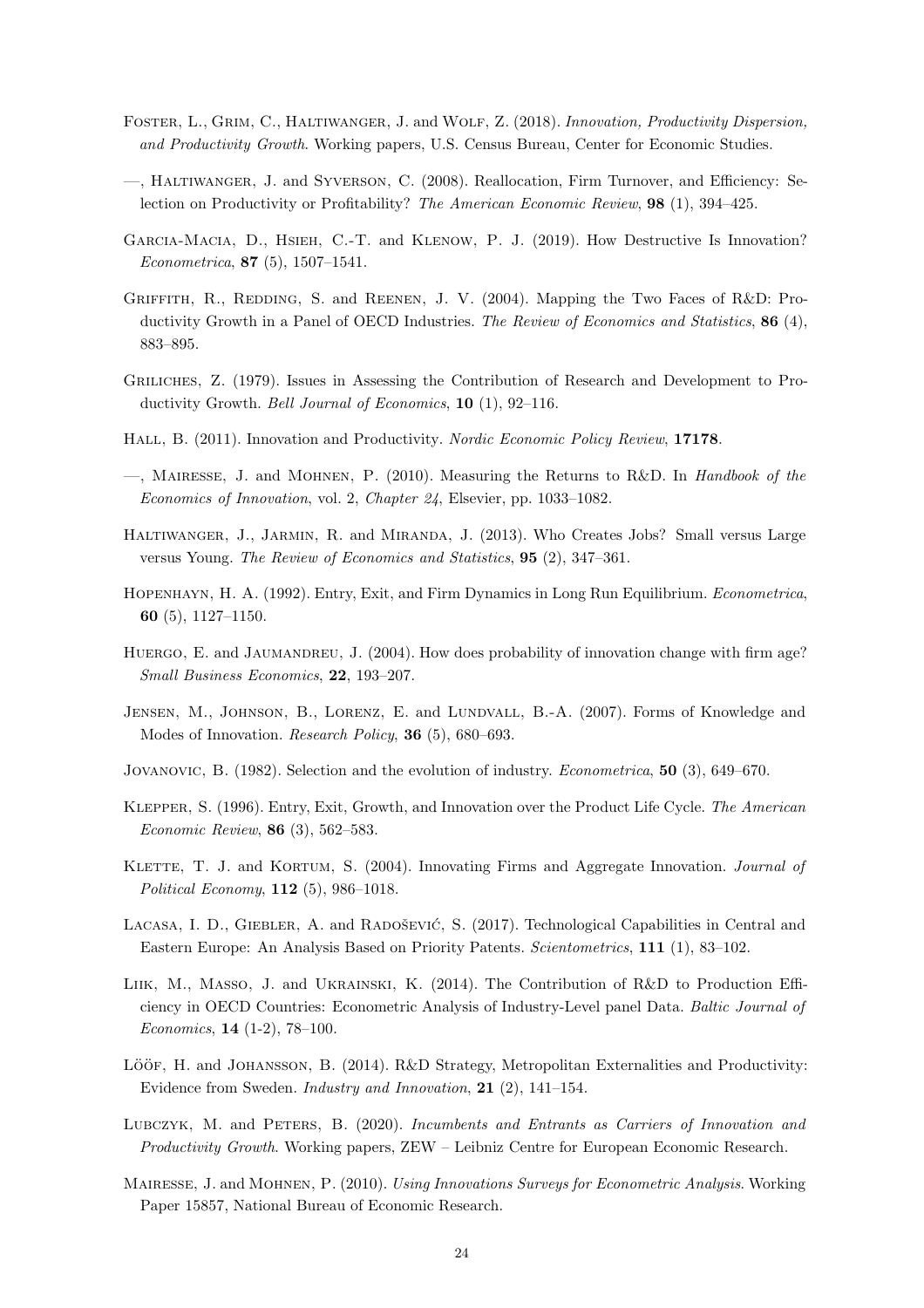Foster, L., Grim, C., Haltiwanger, J. and Wolf, Z. (2018). *Innovation, Productivity Dispersion, and Productivity Growth*. Working papers, U.S. Census Bureau, Center for Economic Studies.

—, Haltiwanger, J. and Syverson, C. (2008). Reallocation, Firm Turnover, and Efficiency: Selection on Productivity or Profitability? *The American Economic Review*, **98** (1), 394–425.

Garcia-Macia, D., Hsieh, C.-T. and Klenow, P. J. (2019). How Destructive Is Innovation? *Econometrica*, **87** (5), 1507–1541.

Griffith, R., Redding, S. and Reenen, J. V. (2004). Mapping the Two Faces of R&D: Productivity Growth in a Panel of OECD Industries. *The Review of Economics and Statistics*, **86** (4), 883–895.

Griliches, Z. (1979). Issues in Assessing the Contribution of Research and Development to Productivity Growth. *Bell Journal of Economics*, **10** (1), 92–116.

Hall, B. (2011). Innovation and Productivity. *Nordic Economic Policy Review*, **17178**.

—, Mairesse, J. and Mohnen, P. (2010). Measuring the Returns to R&D. In *Handbook of the Economics of Innovation*, vol. 2, *Chapter 24*, Elsevier, pp. 1033–1082.

Haltiwanger, J., Jarmin, R. and Miranda, J. (2013). Who Creates Jobs? Small versus Large versus Young. *The Review of Economics and Statistics*, **95** (2), 347–361.

Hopenhayn, H. A. (1992). Entry, Exit, and Firm Dynamics in Long Run Equilibrium. *Econometrica*, **60** (5), 1127–1150.

Huergo, E. and Jaumandreu, J. (2004). How does probability of innovation change with firm age? *Small Business Economics*, **22**, 193–207.

Jensen, M., Johnson, B., Lorenz, E. and Lundvall, B.-A. (2007). Forms of Knowledge and Modes of Innovation. *Research Policy*, **36** (5), 680–693.

Jovanovic, B. (1982). Selection and the evolution of industry. *Econometrica*, **50** (3), 649–670.

Klepper, S. (1996). Entry, Exit, Growth, and Innovation over the Product Life Cycle. *The American Economic Review*, **86** (3), 562–583.

Klette, T. J. and Kortum, S. (2004). Innovating Firms and Aggregate Innovation. *Journal of Political Economy*, **112** (5), 986–1018.

Lacasa, I. D., Giebler, A. and Radošević, S. (2017). Technological Capabilities in Central and Eastern Europe: An Analysis Based on Priority Patents. *Scientometrics*, **111** (1), 83–102.

Liik, M., Masso, J. and Ukrainski, K. (2014). The Contribution of R&D to Production Efficiency in OECD Countries: Econometric Analysis of Industry-Level panel Data. *Baltic Journal of Economics*, **14** (1-2), 78–100.

Lööf, H. and Johansson, B. (2014). R&D Strategy, Metropolitan Externalities and Productivity: Evidence from Sweden. *Industry and Innovation*, **21** (2), 141–154.

Lubczyk, M. and Peters, B. (2020). *Incumbents and Entrants as Carriers of Innovation and Productivity Growth*. Working papers, ZEW – Leibniz Centre for European Economic Research.

Mairesse, J. and Mohnen, P. (2010). *Using Innovations Surveys for Econometric Analysis*. Working Paper 15857, National Bureau of Economic Research.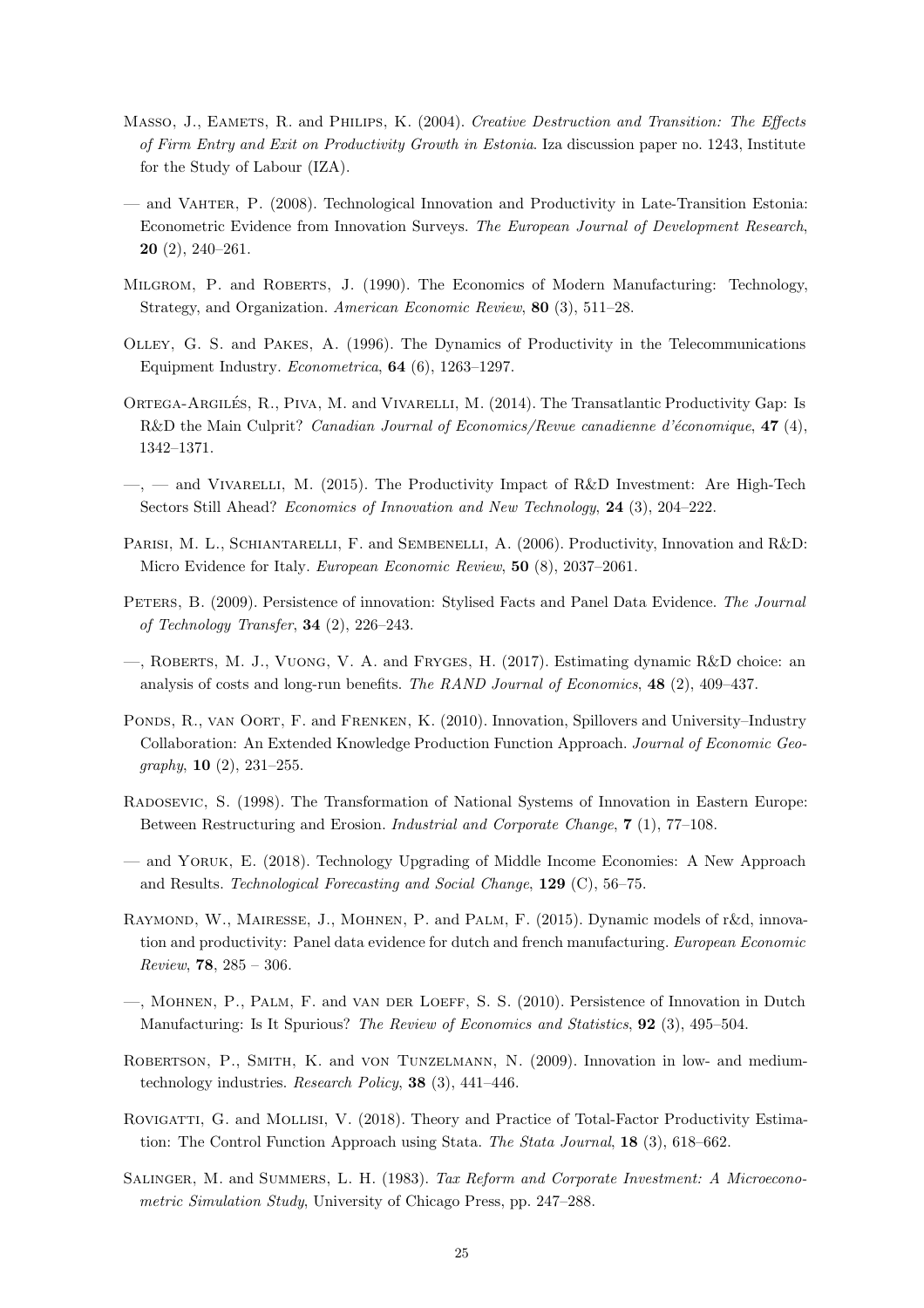Masso, J., Eamets, R. and Philips, K. (2004). *Creative Destruction and Transition: The Effects of Firm Entry and Exit on Productivity Growth in Estonia*. Iza discussion paper no. 1243, Institute for the Study of Labour (IZA).

— and Vahter, P. (2008). Technological Innovation and Productivity in Late-Transition Estonia: Econometric Evidence from Innovation Surveys. *The European Journal of Development Research*, **20** (2), 240–261.

Milgrom, P. and Roberts, J. (1990). The Economics of Modern Manufacturing: Technology, Strategy, and Organization. *American Economic Review*, **80** (3), 511–28.

Olley, G. S. and Pakes, A. (1996). The Dynamics of Productivity in the Telecommunications Equipment Industry. *Econometrica*, **64** (6), 1263–1297.

Ortega-Argilés, R., Piva, M. and Vivarelli, M. (2014). The Transatlantic Productivity Gap: Is R&D the Main Culprit? *Canadian Journal of Economics/Revue canadienne d'économique*, **47** (4), 1342–1371.

—, — and Vivarelli, M. (2015). The Productivity Impact of R&D Investment: Are High-Tech Sectors Still Ahead? *Economics of Innovation and New Technology*, **24** (3), 204–222.

Parisi, M. L., Schiantarelli, F. and Sembenelli, A. (2006). Productivity, Innovation and R&D: Micro Evidence for Italy. *European Economic Review*, **50** (8), 2037–2061.

Peters, B. (2009). Persistence of innovation: Stylised Facts and Panel Data Evidence. *The Journal of Technology Transfer*, **34** (2), 226–243.

—, Roberts, M. J., Vuong, V. A. and Fryges, H. (2017). Estimating dynamic R&D choice: an analysis of costs and long-run benefits. *The RAND Journal of Economics*, **48** (2), 409–437.

Ponds, R., van Oort, F. and Frenken, K. (2010). Innovation, Spillovers and University–Industry Collaboration: An Extended Knowledge Production Function Approach. *Journal of Economic Geography*, **10** (2), 231–255.

Radosevic, S. (1998). The Transformation of National Systems of Innovation in Eastern Europe: Between Restructuring and Erosion. *Industrial and Corporate Change*, **7** (1), 77–108.

— and Yoruk, E. (2018). Technology Upgrading of Middle Income Economies: A New Approach and Results. *Technological Forecasting and Social Change*, **129** (C), 56–75.

Raymond, W., Mairesse, J., Mohnen, P. and Palm, F. (2015). Dynamic models of r&d, innovation and productivity: Panel data evidence for dutch and french manufacturing. *European Economic Review*, **78**, 285 – 306.

—, Mohnen, P., Palm, F. and van der Loeff, S. S. (2010). Persistence of Innovation in Dutch Manufacturing: Is It Spurious? *The Review of Economics and Statistics*, **92** (3), 495–504.

Robertson, P., Smith, K. and von Tunzelmann, N. (2009). Innovation in low- and medium-technology industries. *Research Policy*, **38** (3), 441–446.

Rovigatti, G. and Mollisi, V. (2018). Theory and Practice of Total-Factor Productivity Estimation: The Control Function Approach using Stata. *The Stata Journal*, **18** (3), 618–662.

Salinger, M. and Summers, L. H. (1983). *Tax Reform and Corporate Investment: A Microeconometric Simulation Study*, University of Chicago Press, pp. 247–288.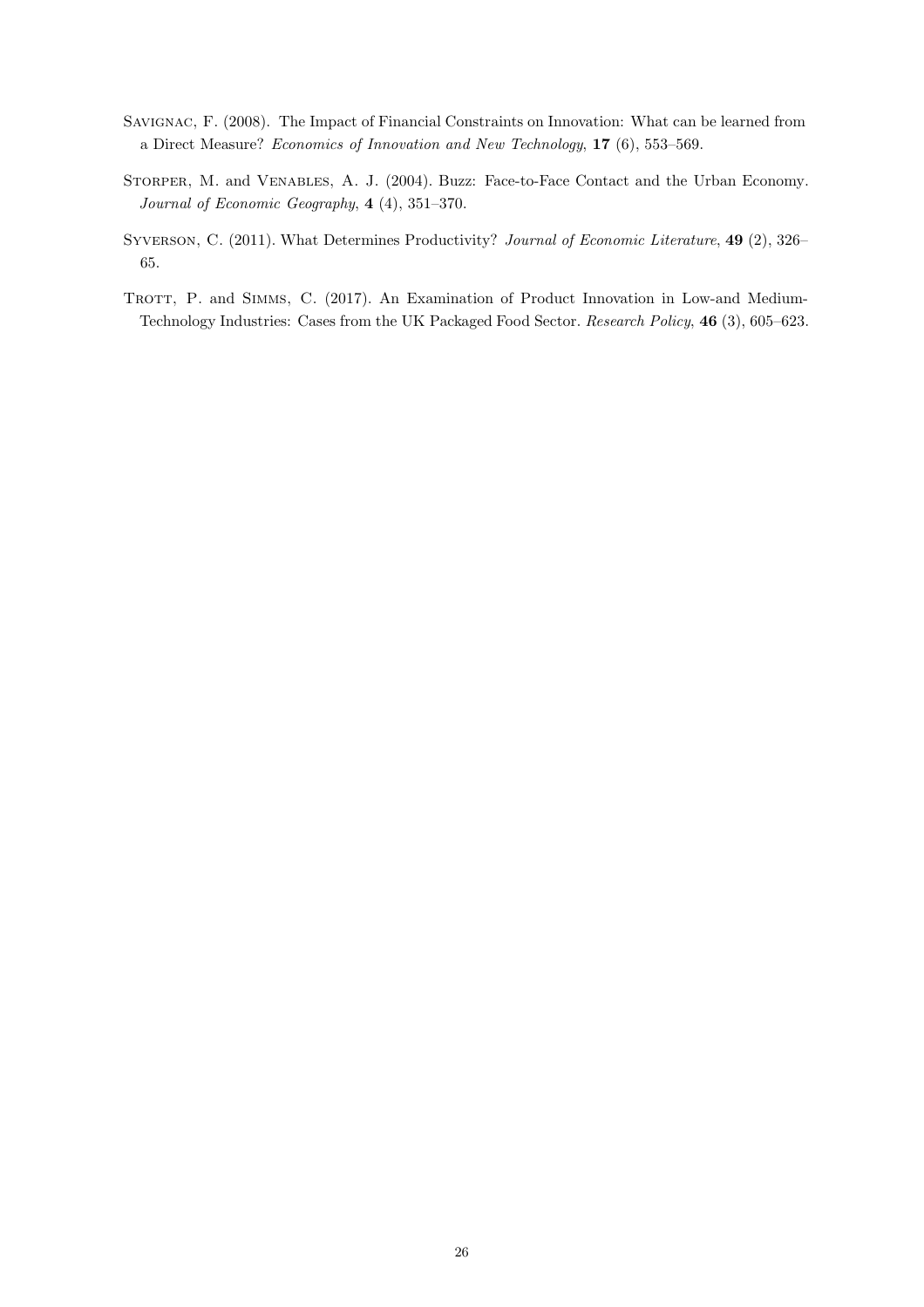Savignac, F. (2008). The Impact of Financial Constraints on Innovation: What can be learned from a Direct Measure? *Economics of Innovation and New Technology*, **17** (6), 553–569.

Storper, M. and Venables, A. J. (2004). Buzz: Face-to-Face Contact and the Urban Economy. *Journal of Economic Geography*, **4** (4), 351–370.

Syverson, C. (2011). What Determines Productivity? *Journal of Economic Literature*, **49** (2), 326–65.

Trott, P. and Simms, C. (2017). An Examination of Product Innovation in Low-and Medium-Technology Industries: Cases from the UK Packaged Food Sector. *Research Policy*, **46** (3), 605–623.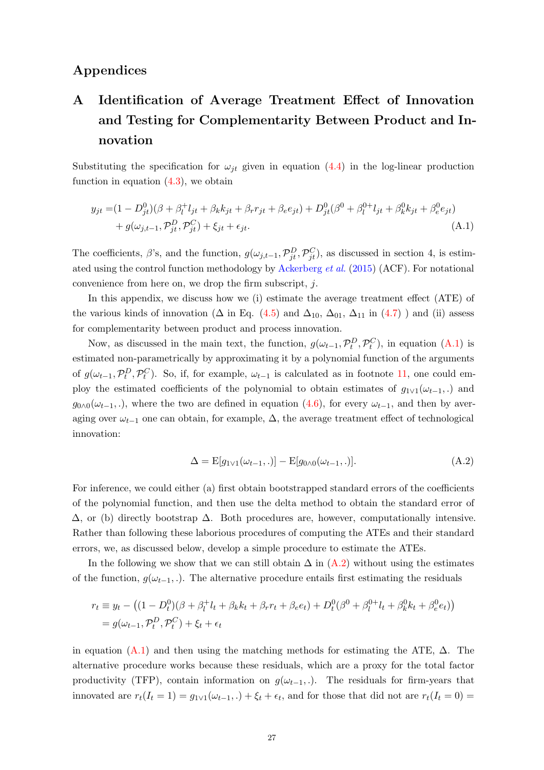# Appendices

## A Identification of Average Treatment Effect of Innovation and Testing for Complementarity Between Product and Innovation

Substituting the specification for $\omega_{jt}$ given in equation (4.4) in the log-linear production function in equation (4.3), we obtain

$$
\begin{aligned}
y_{jt} =& (1 - D^0_{jt})(\beta + \beta^+_l l_{jt} + \beta_k k_{jt} + \beta_r r_{jt} + \beta_e e_{jt}) + D^0_{jt}(\beta^0 + \beta^{0+}_l l_{jt} + \beta^0_k k_{jt} + \beta^0_e e_{jt}) \\
&+ g(\omega_{j,t-1}, \mathcal{P}^D_{jt}, \mathcal{P}^C_{jt}) + \xi_{jt} + \epsilon_{jt}.
\end{aligned} \tag{A.1}
$$

The coefficients, $\beta$'s, and the function, $g(\omega_{j,t-1}, \mathcal{P}^D_{jt}, \mathcal{P}^C_{jt})$, as discussed in section 4, is estimated using the control function methodology by Ackerberg *et al.* (2015) (ACF). For notational convenience from here on, we drop the firm subscript, $j$.

In this appendix, we discuss how we (i) estimate the average treatment effect (ATE) of the various kinds of innovation ($\Delta$ in Eq. (4.5) and $\Delta_{10}$, $\Delta_{01}$, $\Delta_{11}$ in (4.7) ) and (ii) assess for complementarity between product and process innovation.

Now, as discussed in the main text, the function, $g(\omega_{t-1}, \mathcal{P}^D_t, \mathcal{P}^C_t)$, in equation (A.1) is estimated non-parametrically by approximating it by a polynomial function of the arguments of $g(\omega_{t-1}, \mathcal{P}^D_t, \mathcal{P}^C_t)$. So, if, for example, $\omega_{t-1}$ is calculated as in footnote 11, one could employ the estimated coefficients of the polynomial to obtain estimates of $g_{1\vee 1}(\omega_{t-1}, .)$ and $g_{0\wedge 0}(\omega_{t-1}, .)$, where the two are defined in equation (4.6), for every $\omega_{t-1}$, and then by averaging over $\omega_{t-1}$ one can obtain, for example, $\Delta$, the average treatment effect of technological innovation:

$$
\Delta = \mathrm{E}[g_{1\vee 1}(\omega_{t-1}, .)] - \mathrm{E}[g_{0\wedge 0}(\omega_{t-1}, .)]. \tag{A.2}
$$

For inference, we could either (a) first obtain bootstrapped standard errors of the coefficients of the polynomial function, and then use the delta method to obtain the standard error of $\Delta$, or (b) directly bootstrap $\Delta$. Both procedures are, however, computationally intensive. Rather than following these laborious procedures of computing the ATEs and their standard errors, we, as discussed below, develop a simple procedure to estimate the ATEs.

In the following we show that we can still obtain $\Delta$ in (A.2) without using the estimates of the function, $g(\omega_{t-1}, .)$. The alternative procedure entails first estimating the residuals

$$
\begin{aligned}
r_t &\equiv y_t - \left((1 - D^0_t)(\beta + \beta^+_l l_t + \beta_k k_t + \beta_r r_t + \beta_e e_t) + D^0_t(\beta^0 + \beta^{0+}_l l_t + \beta^0_k k_t + \beta^0_e e_t)\right) \\
&= g(\omega_{t-1}, \mathcal{P}^D_t, \mathcal{P}^C_t) + \xi_t + \epsilon_t
\end{aligned}
$$

in equation (A.1) and then using the matching methods for estimating the ATE, $\Delta$. The alternative procedure works because these residuals, which are a proxy for the total factor productivity (TFP), contain information on $g(\omega_{t-1}, .)$. The residuals for firm-years that innovated are $r_t(I_t = 1) = g_{1\vee 1}(\omega_{t-1}, .) + \xi_t + \epsilon_t$, and for those that did not are $r_t(I_t = 0) =$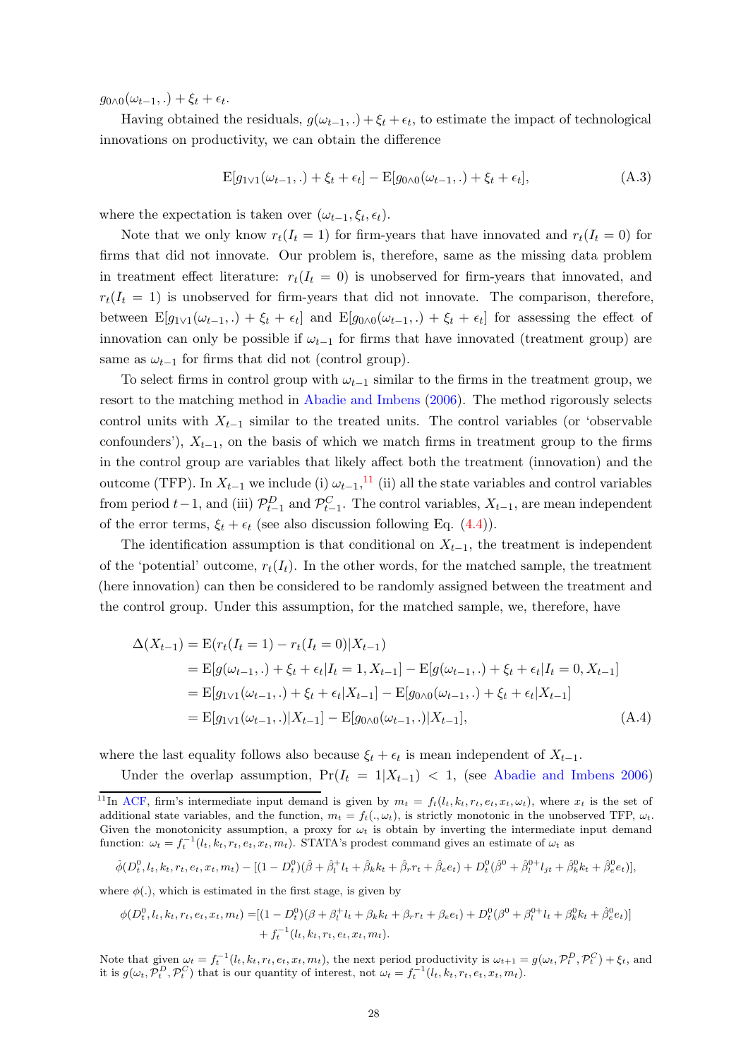$g_{0\wedge 0}(\omega_{t-1}, .) + \xi_t + \epsilon_t$.

Having obtained the residuals, $g(\omega_{t-1}, .) + \xi_t + \epsilon_t$, to estimate the impact of technological innovations on productivity, we can obtain the difference

$$\mathrm{E}[g_{1\vee 1}(\omega_{t-1}, .) + \xi_t + \epsilon_t] - \mathrm{E}[g_{0\wedge 0}(\omega_{t-1}, .) + \xi_t + \epsilon_t], \tag{A.3}$$

where the expectation is taken over $(\omega_{t-1}, \xi_t, \epsilon_t)$.

Note that we only know $r_t(I_t = 1)$ for firm-years that have innovated and $r_t(I_t = 0)$ for firms that did not innovate. Our problem is, therefore, same as the missing data problem in treatment effect literature: $r_t(I_t = 0)$ is unobserved for firm-years that innovated, and $r_t(I_t = 1)$ is unobserved for firm-years that did not innovate. The comparison, therefore, between $\mathrm{E}[g_{1\vee 1}(\omega_{t-1}, .) + \xi_t + \epsilon_t]$ and $\mathrm{E}[g_{0\wedge 0}(\omega_{t-1}, .) + \xi_t + \epsilon_t]$ for assessing the effect of innovation can only be possible if $\omega_{t-1}$ for firms that have innovated (treatment group) are same as $\omega_{t-1}$ for firms that did not (control group).

To select firms in control group with $\omega_{t-1}$ similar to the firms in the treatment group, we resort to the matching method in Abadie and Imbens (2006). The method rigorously selects control units with $X_{t-1}$ similar to the treated units. The control variables (or 'observable confounders'), $X_{t-1}$, on the basis of which we match firms in treatment group to the firms in the control group are variables that likely affect both the treatment (innovation) and the outcome (TFP). In $X_{t-1}$ we include (i) $\omega_{t-1}$,[11] (ii) all the state variables and control variables from period $t-1$, and (iii) $\mathcal{P}^D_{t-1}$ and $\mathcal{P}^C_{t-1}$. The control variables, $X_{t-1}$, are mean independent of the error terms, $\xi_t + \epsilon_t$ (see also discussion following Eq. (4.4)).

The identification assumption is that conditional on $X_{t-1}$, the treatment is independent of the 'potential' outcome, $r_t(I_t)$. In the other words, for the matched sample, the treatment (here innovation) can then be considered to be randomly assigned between the treatment and the control group. Under this assumption, for the matched sample, we, therefore, have

$$\begin{aligned}
\Delta(X_{t-1}) &= \mathrm{E}(r_t(I_t = 1) - r_t(I_t = 0)|X_{t-1}) \\
&= \mathrm{E}[g(\omega_{t-1}, .) + \xi_t + \epsilon_t | I_t = 1, X_{t-1}] - \mathrm{E}[g(\omega_{t-1}, .) + \xi_t + \epsilon_t | I_t = 0, X_{t-1}] \\
&= \mathrm{E}[g_{1\vee 1}(\omega_{t-1}, .) + \xi_t + \epsilon_t | X_{t-1}] - \mathrm{E}[g_{0\wedge 0}(\omega_{t-1}, .) + \xi_t + \epsilon_t | X_{t-1}] \\
&= \mathrm{E}[g_{1\vee 1}(\omega_{t-1}, .)|X_{t-1}] - \mathrm{E}[g_{0\wedge 0}(\omega_{t-1}, .)|X_{t-1}],
\end{aligned} \tag{A.4}$$

where the last equality follows also because $\xi_t + \epsilon_t$ is mean independent of $X_{t-1}$.

Under the overlap assumption, $\Pr(I_t = 1|X_{t-1}) < 1$, (see Abadie and Imbens 2006)

---

[11] In ACF, firm's intermediate input demand is given by $m_t = f_t(l_t, k_t, r_t, e_t, x_t, \omega_t)$, where $x_t$ is the set of additional state variables, and the function, $m_t = f_t(., \omega_t)$, is strictly monotonic in the unobserved TFP, $\omega_t$. Given the monotonicity assumption, a proxy for $\omega_t$ is obtain by inverting the intermediate input demand function: $\omega_t = f_t^{-1}(l_t, k_t, r_t, e_t, x_t, m_t)$. STATA's prodest command gives an estimate of $\omega_t$ as

$$\hat{\phi}(D^0_t, l_t, k_t, r_t, e_t, x_t, m_t) - [(1 - D^0_t)(\hat{\beta} + \hat{\beta}^+_l l_t + \hat{\beta}_k k_t + \hat{\beta}_r r_t + \hat{\beta}_e e_t) + D^0_t(\hat{\beta}^0 + \hat{\beta}^{0+}_l l_{jt} + \hat{\beta}^0_k k_t + \hat{\beta}^0_e e_t)],$$

where $\phi(.)$, which is estimated in the first stage, is given by

$$\begin{aligned}
\phi(D^0_t, l_t, k_t, r_t, e_t, x_t, m_t) =& [(1 - D^0_t)(\beta + \beta^+_l l_t + \beta_k k_t + \beta_r r_t + \beta_e e_t) + D^0_t(\beta^0 + \beta^{0+}_l l_t + \beta^0_k k_t + \hat{\beta}^0_e e_t)] \\
&+ f_t^{-1}(l_t, k_t, r_t, e_t, x_t, m_t).
\end{aligned}$$

Note that given $\omega_t = f_t^{-1}(l_t, k_t, r_t, e_t, x_t, m_t)$, the next period productivity is $\omega_{t+1} = g(\omega_t, \mathcal{P}^D_t, \mathcal{P}^C_t) + \xi_t$, and it is $g(\omega_t, \mathcal{P}^D_t, \mathcal{P}^C_t)$ that is our quantity of interest, not $\omega_t = f_t^{-1}(l_t, k_t, r_t, e_t, x_t, m_t)$.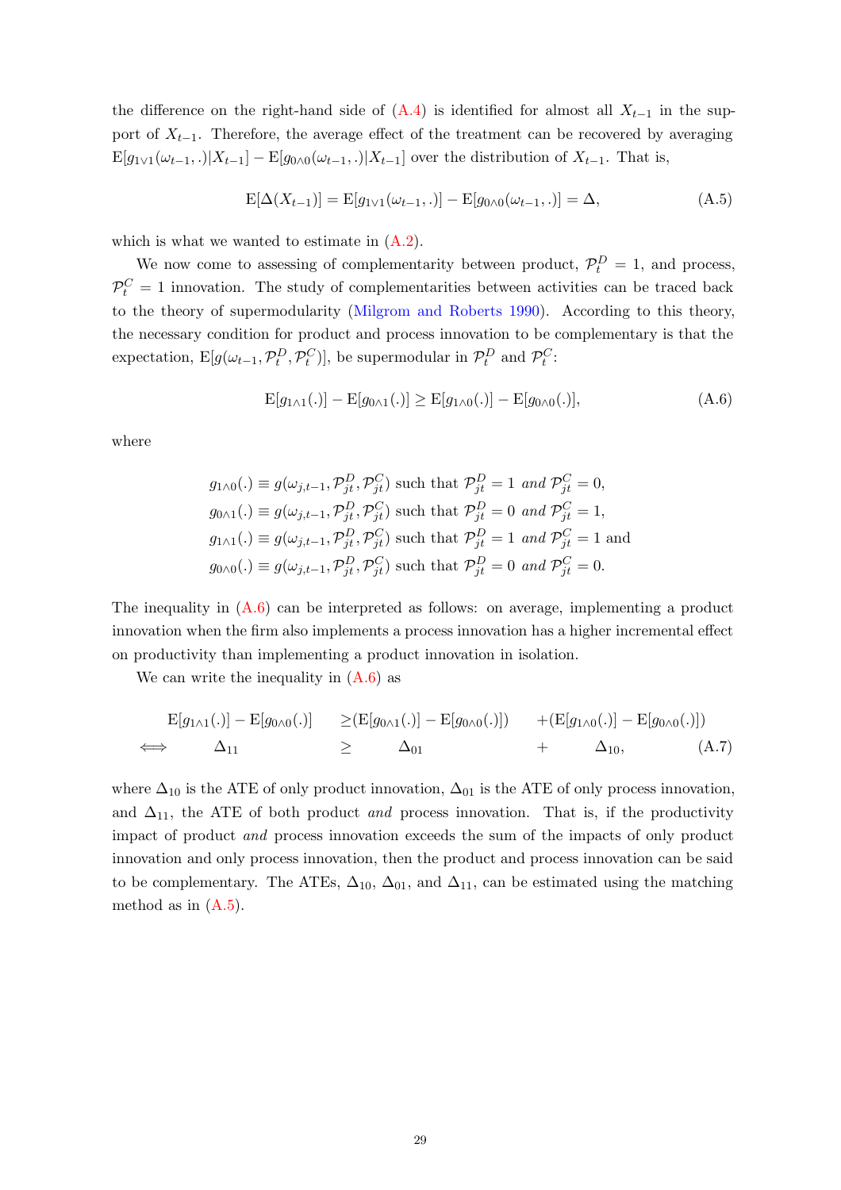the difference on the right-hand side of (A.4) is identified for almost all $X_{t-1}$ in the support of $X_{t-1}$. Therefore, the average effect of the treatment can be recovered by averaging $\mathrm{E}[g_{1\vee 1}(\omega_{t-1},.)|X_{t-1}] - \mathrm{E}[g_{0\wedge 0}(\omega_{t-1},.)|X_{t-1}]$ over the distribution of $X_{t-1}$. That is,

$$\mathrm{E}[\Delta(X_{t-1})] = \mathrm{E}[g_{1\vee 1}(\omega_{t-1},.)] - \mathrm{E}[g_{0\wedge 0}(\omega_{t-1},.)] = \Delta, \tag{A.5}$$

which is what we wanted to estimate in (A.2).

We now come to assessing of complementarity between product, $\mathcal{P}_t^D = 1$, and process, $\mathcal{P}_t^C = 1$ innovation. The study of complementarities between activities can be traced back to the theory of supermodularity (Milgrom and Roberts 1990). According to this theory, the necessary condition for product and process innovation to be complementary is that the expectation, $\mathrm{E}[g(\omega_{t-1},\mathcal{P}_t^D,\mathcal{P}_t^C)]$, be supermodular in $\mathcal{P}_t^D$ and $\mathcal{P}_t^C$:

$$\mathrm{E}[g_{1\wedge 1}(.)] - \mathrm{E}[g_{0\wedge 1}(.)] \geq \mathrm{E}[g_{1\wedge 0}(.)] - \mathrm{E}[g_{0\wedge 0}(.)], \tag{A.6}$$

where

$$\begin{aligned}
g_{1\wedge 0}(.) &\equiv g(\omega_{j,t-1},\mathcal{P}_{jt}^D,\mathcal{P}_{jt}^C) \text{ such that } \mathcal{P}_{jt}^D = 1 \; \textit{and} \; \mathcal{P}_{jt}^C = 0,\\
g_{0\wedge 1}(.) &\equiv g(\omega_{j,t-1},\mathcal{P}_{jt}^D,\mathcal{P}_{jt}^C) \text{ such that } \mathcal{P}_{jt}^D = 0 \; \textit{and} \; \mathcal{P}_{jt}^C = 1,\\
g_{1\wedge 1}(.) &\equiv g(\omega_{j,t-1},\mathcal{P}_{jt}^D,\mathcal{P}_{jt}^C) \text{ such that } \mathcal{P}_{jt}^D = 1 \; \textit{and} \; \mathcal{P}_{jt}^C = 1 \text{ and}\\
g_{0\wedge 0}(.) &\equiv g(\omega_{j,t-1},\mathcal{P}_{jt}^D,\mathcal{P}_{jt}^C) \text{ such that } \mathcal{P}_{jt}^D = 0 \; \textit{and} \; \mathcal{P}_{jt}^C = 0.
\end{aligned}$$

The inequality in (A.6) can be interpreted as follows: on average, implementing a product innovation when the firm also implements a process innovation has a higher incremental effect on productivity than implementing a product innovation in isolation.

We can write the inequality in (A.6) as

$$\begin{aligned}
&\mathrm{E}[g_{1\wedge 1}(.)] - \mathrm{E}[g_{0\wedge 0}(.)] \geq (\mathrm{E}[g_{0\wedge 1}(.)] - \mathrm{E}[g_{0\wedge 0}(.)]) + (\mathrm{E}[g_{1\wedge 0}(.)] - \mathrm{E}[g_{0\wedge 0}(.)])\\
\iff \quad &\Delta_{11} \geq \Delta_{01} + \Delta_{10},
\end{aligned} \tag{A.7}$$

where $\Delta_{10}$ is the ATE of only product innovation, $\Delta_{01}$ is the ATE of only process innovation, and $\Delta_{11}$, the ATE of both product *and* process innovation. That is, if the productivity impact of product *and* process innovation exceeds the sum of the impacts of only product innovation and only process innovation, then the product and process innovation can be said to be complementary. The ATEs, $\Delta_{10}$, $\Delta_{01}$, and $\Delta_{11}$, can be estimated using the matching method as in (A.5).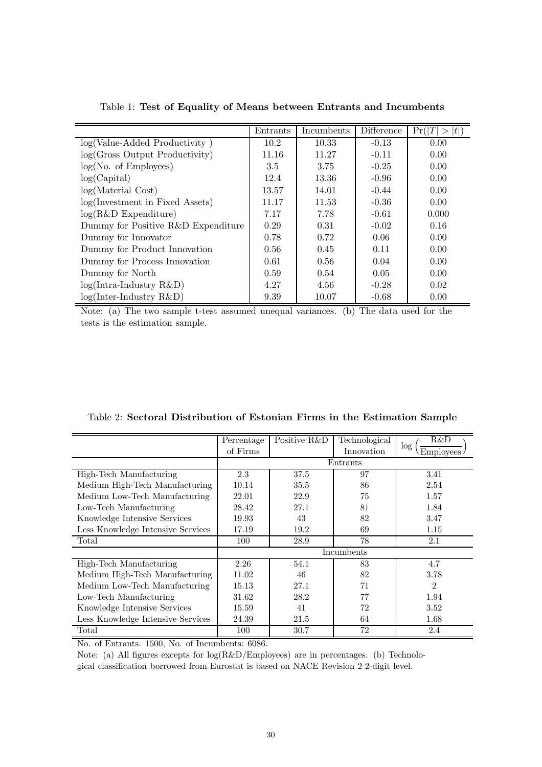Table 1: **Test of Equality of Means between Entrants and Incumbents**

| | Entrants | Incumbents | Difference | $\Pr(\|T\| > \|t\|)$ |
|---|---|---|---|---|
| log(Value-Added Productivity ) | 10.2 | 10.33 | -0.13 | 0.00 |
| log(Gross Output Productivity) | 11.16 | 11.27 | -0.11 | 0.00 |
| log(No. of Employees) | 3.5 | 3.75 | -0.25 | 0.00 |
| log(Capital) | 12.4 | 13.36 | -0.96 | 0.00 |
| log(Material Cost) | 13.57 | 14.01 | -0.44 | 0.00 |
| log(Investment in Fixed Assets) | 11.17 | 11.53 | -0.36 | 0.00 |
| log(R&D Expenditure) | 7.17 | 7.78 | -0.61 | 0.000 |
| Dummy for Positive R&D Expenditure | 0.29 | 0.31 | -0.02 | 0.16 |
| Dummy for Innovator | 0.78 | 0.72 | 0.06 | 0.00 |
| Dummy for Product Innovation | 0.56 | 0.45 | 0.11 | 0.00 |
| Dummy for Process Innovation | 0.61 | 0.56 | 0.04 | 0.00 |
| Dummy for North | 0.59 | 0.54 | 0.05 | 0.00 |
| log(Intra-Industry R&D) | 4.27 | 4.56 | -0.28 | 0.02 |
| log(Inter-Industry R&D) | 9.39 | 10.07 | -0.68 | 0.00 |

Note: (a) The two sample t-test assumed unequal variances. (b) The data used for the tests is the estimation sample.

Table 2: **Sectoral Distribution of Estonian Firms in the Estimation Sample**

| | Percentage of Firms | Positive R&D | Technological Innovation | $\log\left(\frac{\text{R\&D}}{\text{Employees}}\right)$ |
|---|---|---|---|---|
| | Entrants | | | |
| High-Tech Manufacturing | 2.3 | 37.5 | 97 | 3.41 |
| Medium High-Tech Manufacturing | 10.14 | 35.5 | 86 | 2.54 |
| Medium Low-Tech Manufacturing | 22.01 | 22.9 | 75 | 1.57 |
| Low-Tech Manufacturing | 28.42 | 27.1 | 81 | 1.84 |
| Knowledge Intensive Services | 19.93 | 43 | 82 | 3.47 |
| Less Knowledge Intensive Services | 17.19 | 19.2 | 69 | 1.15 |
| Total | 100 | 28.9 | 78 | 2.1 |
| | Incumbents | | | |
| High-Tech Manufacturing | 2.26 | 54.1 | 83 | 4.7 |
| Medium High-Tech Manufacturing | 11.02 | 46 | 82 | 3.78 |
| Medium Low-Tech Manufacturing | 15.13 | 27.1 | 71 | 2 |
| Low-Tech Manufacturing | 31.62 | 28.2 | 77 | 1.94 |
| Knowledge Intensive Services | 15.59 | 41 | 72 | 3.52 |
| Less Knowledge Intensive Services | 24.39 | 21.5 | 64 | 1.68 |
| Total | 100 | 30.7 | 72 | 2.4 |

No. of Entrants: 1500, No. of Incumbents: 6086.

Note: (a) All figures excepts for log(R&D/Employees) are in percentages. (b) Technological classification borrowed from Eurostat is based on NACE Revision 2 2-digit level.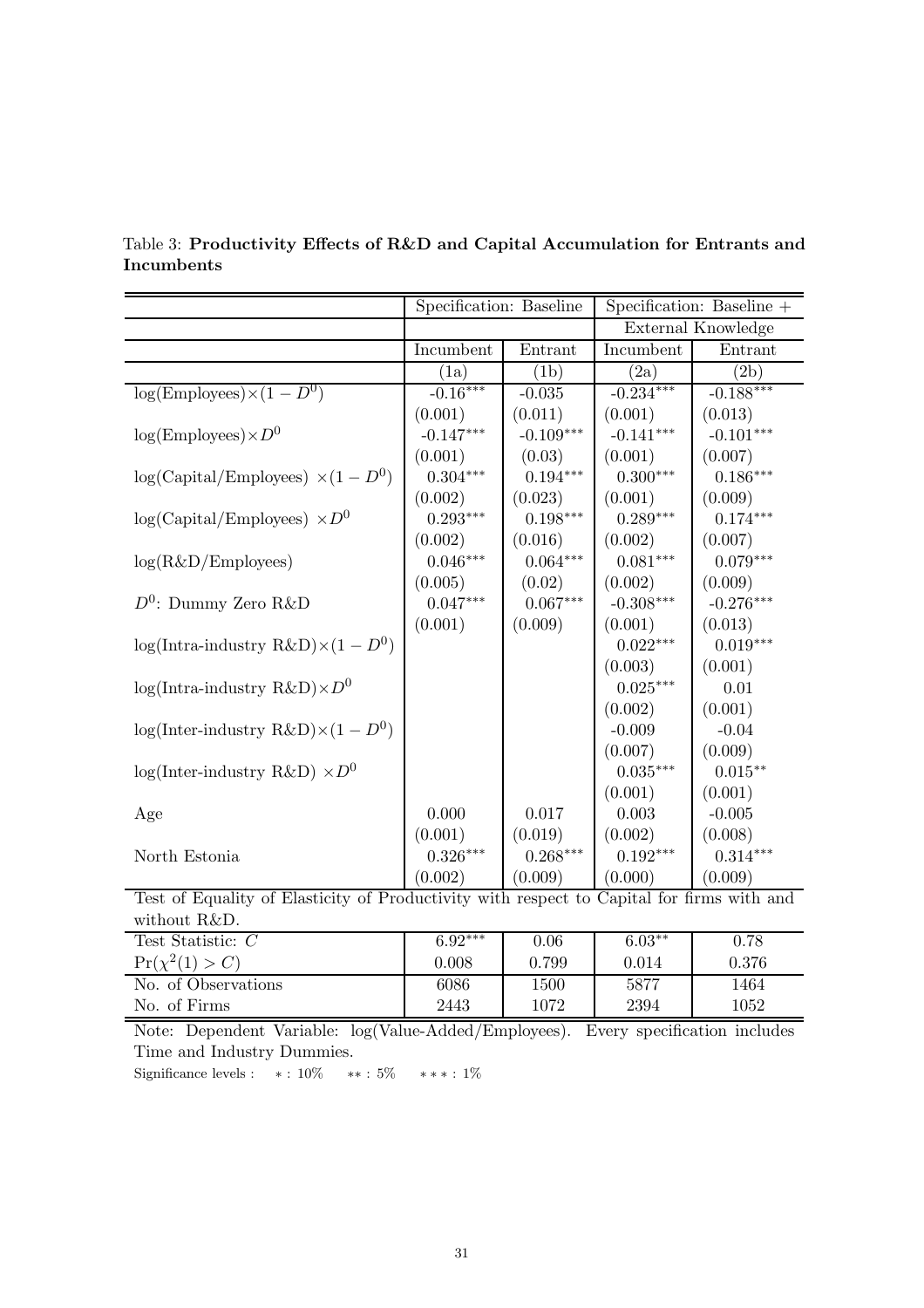Table 3: **Productivity Effects of R&D and Capital Accumulation for Entrants and Incumbents**

| | Specification: Baseline | | Specification: Baseline + External Knowledge | |
|---|---|---|---|---|
| | Incumbent | Entrant | Incumbent | Entrant |
| | (1a) | (1b) | (2a) | (2b) |
| log(Employees)$\times(1-D^0)$ | -0.16*** | -0.035 | -0.234*** | -0.188*** |
| | (0.001) | (0.011) | (0.001) | (0.013) |
| log(Employees)$\times D^0$ | -0.147*** | -0.109*** | -0.141*** | -0.101*** |
| | (0.001) | (0.03) | (0.001) | (0.007) |
| log(Capital/Employees) $\times(1-D^0)$ | 0.304*** | 0.194*** | 0.300*** | 0.186*** |
| | (0.002) | (0.023) | (0.001) | (0.009) |
| log(Capital/Employees) $\times D^0$ | 0.293*** | 0.198*** | 0.289*** | 0.174*** |
| | (0.002) | (0.016) | (0.002) | (0.007) |
| log(R&D/Employees) | 0.046*** | 0.064*** | 0.081*** | 0.079*** |
| | (0.005) | (0.02) | (0.002) | (0.009) |
| $D^0$: Dummy Zero R&D | 0.047*** | 0.067*** | -0.308*** | -0.276*** |
| | (0.001) | (0.009) | (0.001) | (0.013) |
| log(Intra-industry R&D)$\times(1-D^0)$ | | | 0.022*** | 0.019*** |
| | | | (0.003) | (0.001) |
| log(Intra-industry R&D)$\times D^0$ | | | 0.025*** | 0.01 |
| | | | (0.002) | (0.001) |
| log(Inter-industry R&D)$\times(1-D^0)$ | | | -0.009 | -0.04 |
| | | | (0.007) | (0.009) |
| log(Inter-industry R&D) $\times D^0$ | | | 0.035*** | 0.015** |
| | | | (0.001) | (0.001) |
| Age | 0.000 | 0.017 | 0.003 | -0.005 |
| | (0.001) | (0.019) | (0.002) | (0.008) |
| North Estonia | 0.326*** | 0.268*** | 0.192*** | 0.314*** |
| | (0.002) | (0.009) | (0.000) | (0.009) |
| Test of Equality of Elasticity of Productivity with respect to Capital for firms with and without R&D. | | | | |
| Test Statistic: $C$ | 6.92*** | 0.06 | 6.03** | 0.78 |
| $\Pr(\chi^2(1) > C)$ | 0.008 | 0.799 | 0.014 | 0.376 |
| No. of Observations | 6086 | 1500 | 5877 | 1464 |
| No. of Firms | 2443 | 1072 | 2394 | 1052 |

Note: Dependent Variable: log(Value-Added/Employees). Every specification includes Time and Industry Dummies.

Significance levels : * : 10% ** : 5% *** : 1%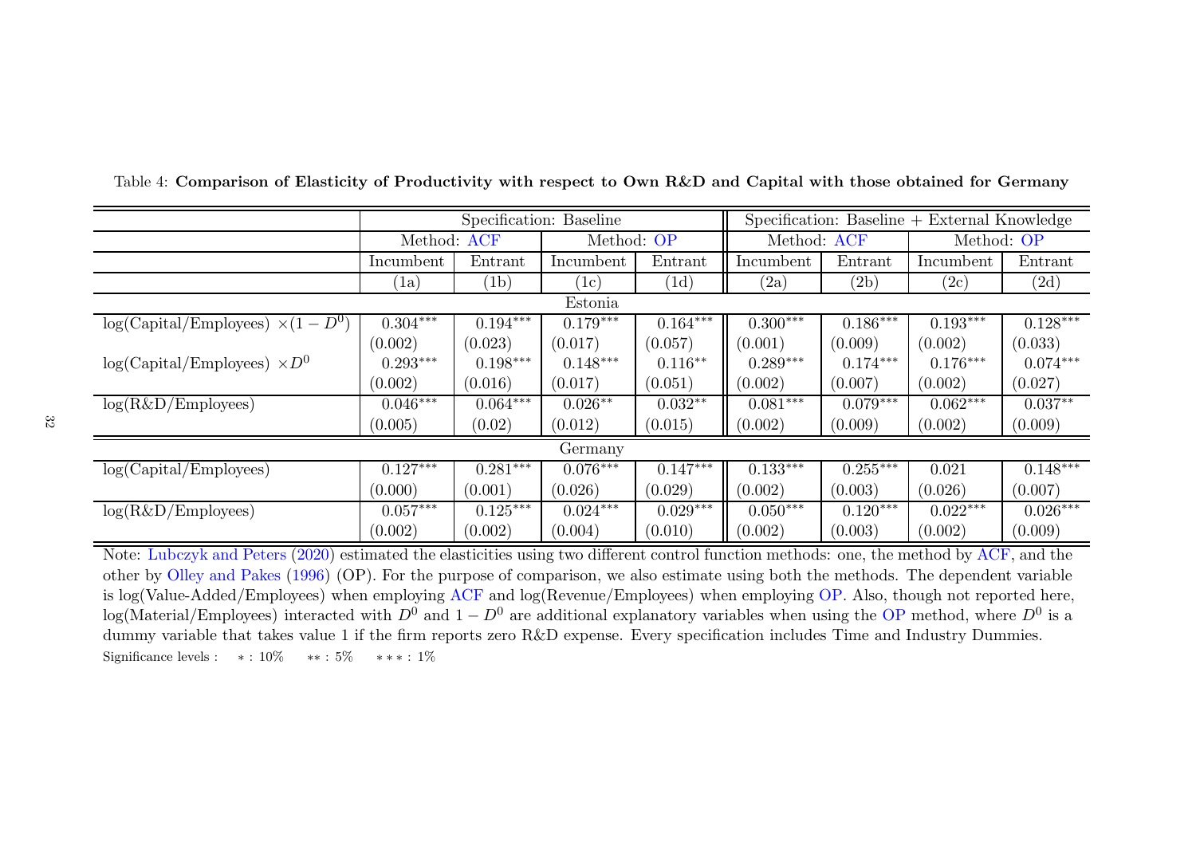Table 4: **Comparison of Elasticity of Productivity with respect to Own R&D and Capital with those obtained for Germany**

| | Specification: Baseline | | | | Specification: Baseline + External Knowledge | | | |
|---|---|---|---|---|---|---|---|---|
| | Method: ACF | | Method: OP | | Method: ACF | | Method: OP | |
| | Incumbent | Entrant | Incumbent | Entrant | Incumbent | Entrant | Incumbent | Entrant |
| | (1a) | (1b) | (1c) | (1d) | (2a) | (2b) | (2c) | (2d) |
| **Estonia** | | | | | | | | |
| log(Capital/Employees) $\times(1-D^0)$ | $0.304^{***}$ | $0.194^{***}$ | $0.179^{***}$ | $0.164^{***}$ | $0.300^{***}$ | $0.186^{***}$ | $0.193^{***}$ | $0.128^{***}$ |
| | (0.002) | (0.023) | (0.017) | (0.057) | (0.001) | (0.009) | (0.002) | (0.033) |
| log(Capital/Employees) $\times D^0$ | $0.293^{***}$ | $0.198^{***}$ | $0.148^{***}$ | $0.116^{**}$ | $0.289^{***}$ | $0.174^{***}$ | $0.176^{***}$ | $0.074^{***}$ |
| | (0.002) | (0.016) | (0.017) | (0.051) | (0.002) | (0.007) | (0.002) | (0.027) |
| log(R&D/Employees) | $0.046^{***}$ | $0.064^{***}$ | $0.026^{**}$ | $0.032^{**}$ | $0.081^{***}$ | $0.079^{***}$ | $0.062^{***}$ | $0.037^{**}$ |
| | (0.005) | (0.02) | (0.012) | (0.015) | (0.002) | (0.009) | (0.002) | (0.009) |
| **Germany** | | | | | | | | |
| log(Capital/Employees) | $0.127^{***}$ | $0.281^{***}$ | $0.076^{***}$ | $0.147^{***}$ | $0.133^{***}$ | $0.255^{***}$ | 0.021 | $0.148^{***}$ |
| | (0.000) | (0.001) | (0.026) | (0.029) | (0.002) | (0.003) | (0.026) | (0.007) |
| log(R&D/Employees) | $0.057^{***}$ | $0.125^{***}$ | $0.024^{***}$ | $0.029^{***}$ | $0.050^{***}$ | $0.120^{***}$ | $0.022^{***}$ | $0.026^{***}$ |
| | (0.002) | (0.002) | (0.004) | (0.010) | (0.002) | (0.003) | (0.002) | (0.009) |

Note: Lubczyk and Peters (2020) estimated the elasticities using two different control function methods: one, the method by ACF, and the other by Olley and Pakes (1996) (OP). For the purpose of comparison, we also estimate using both the methods. The dependent variable is log(Value-Added/Employees) when employing ACF and log(Revenue/Employees) when employing OP. Also, though not reported here, log(Material/Employees) interacted with $D^0$ and $1-D^0$ are additional explanatory variables when using the OP method, where $D^0$ is a dummy variable that takes value 1 if the firm reports zero R&D expense. Every specification includes Time and Industry Dummies.

Significance levels : $*$ : 10% $**$ : 5% $***$ : 1%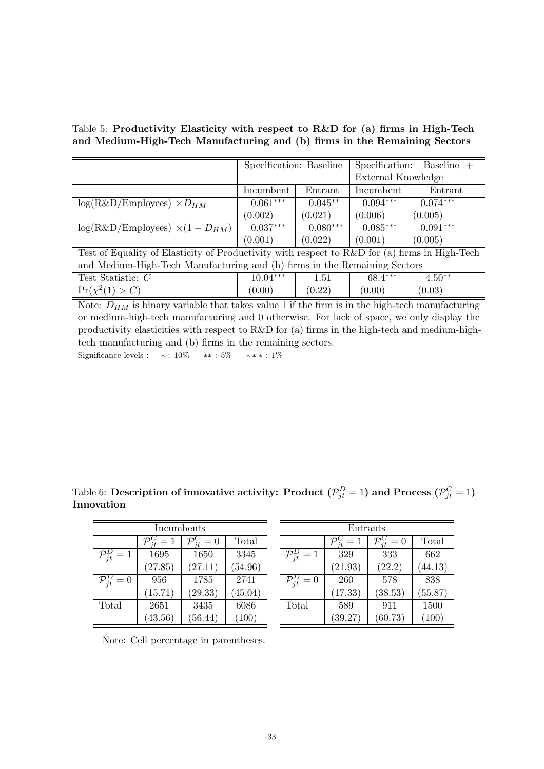Table 5: **Productivity Elasticity with respect to R&D for (a) firms in High-Tech and Medium-High-Tech Manufacturing and (b) firms in the Remaining Sectors**

| | Specification: Baseline | | Specification: Baseline + External Knowledge | |
|---|---|---|---|---|
| | Incumbent | Entrant | Incumbent | Entrant |
| log(R&D/Employees) $\times D_{HM}$ | $0.061^{***}$ | $0.045^{**}$ | $0.094^{***}$ | $0.074^{***}$ |
| | (0.002) | (0.021) | (0.006) | (0.005) |
| log(R&D/Employees) $\times(1-D_{HM})$ | $0.037^{***}$ | $0.080^{***}$ | $0.085^{***}$ | $0.091^{***}$ |
| | (0.001) | (0.022) | (0.001) | (0.005) |
| Test of Equality of Elasticity of Productivity with respect to R&D for (a) firms in High-Tech and Medium-High-Tech Manufacturing and (b) firms in the Remaining Sectors | | | | |
| Test Statistic: $C$ | $10.04^{***}$ | 1.51 | $68.4^{***}$ | $4.50^{**}$ |
| $\Pr(\chi^2(1) > C)$ | (0.00) | (0.22) | (0.00) | (0.03) |

Note: $D_{HM}$ is binary variable that takes value 1 if the firm is in the high-tech manufacturing or medium-high-tech manufacturing and 0 otherwise. For lack of space, we only display the productivity elasticities with respect to R&D for (a) firms in the high-tech and medium-high-tech manufacturing and (b) firms in the remaining sectors.

Significance levels : $*$ : 10% $**$ : 5% $***$ : 1%

Table 6: **Description of innovative activity: Product ($\mathcal{P}_{jt}^D = 1$) and Process ($\mathcal{P}_{jt}^C = 1$) Innovation**

| Incumbents | | | |
|---|---|---|---|
| | $\mathcal{P}_{jt}^C = 1$ | $\mathcal{P}_{jt}^C = 0$ | Total |
| $\mathcal{P}_{jt}^D = 1$ | 1695 | 1650 | 3345 |
| | (27.85) | (27.11) | (54.96) |
| $\mathcal{P}_{jt}^D = 0$ | 956 | 1785 | 2741 |
| | (15.71) | (29.33) | (45.04) |
| Total | 2651 | 3435 | 6086 |
| | (43.56) | (56.44) | (100) |

| Entrants | | | |
|---|---|---|---|
| | $\mathcal{P}_{jt}^C = 1$ | $\mathcal{P}_{jt}^C = 0$ | Total |
| $\mathcal{P}_{jt}^D = 1$ | 329 | 333 | 662 |
| | (21.93) | (22.2) | (44.13) |
| $\mathcal{P}_{jt}^D = 0$ | 260 | 578 | 838 |
| | (17.33) | (38.53) | (55.87) |
| Total | 589 | 911 | 1500 |
| | (39.27) | (60.73) | (100) |

Note: Cell percentage in parentheses.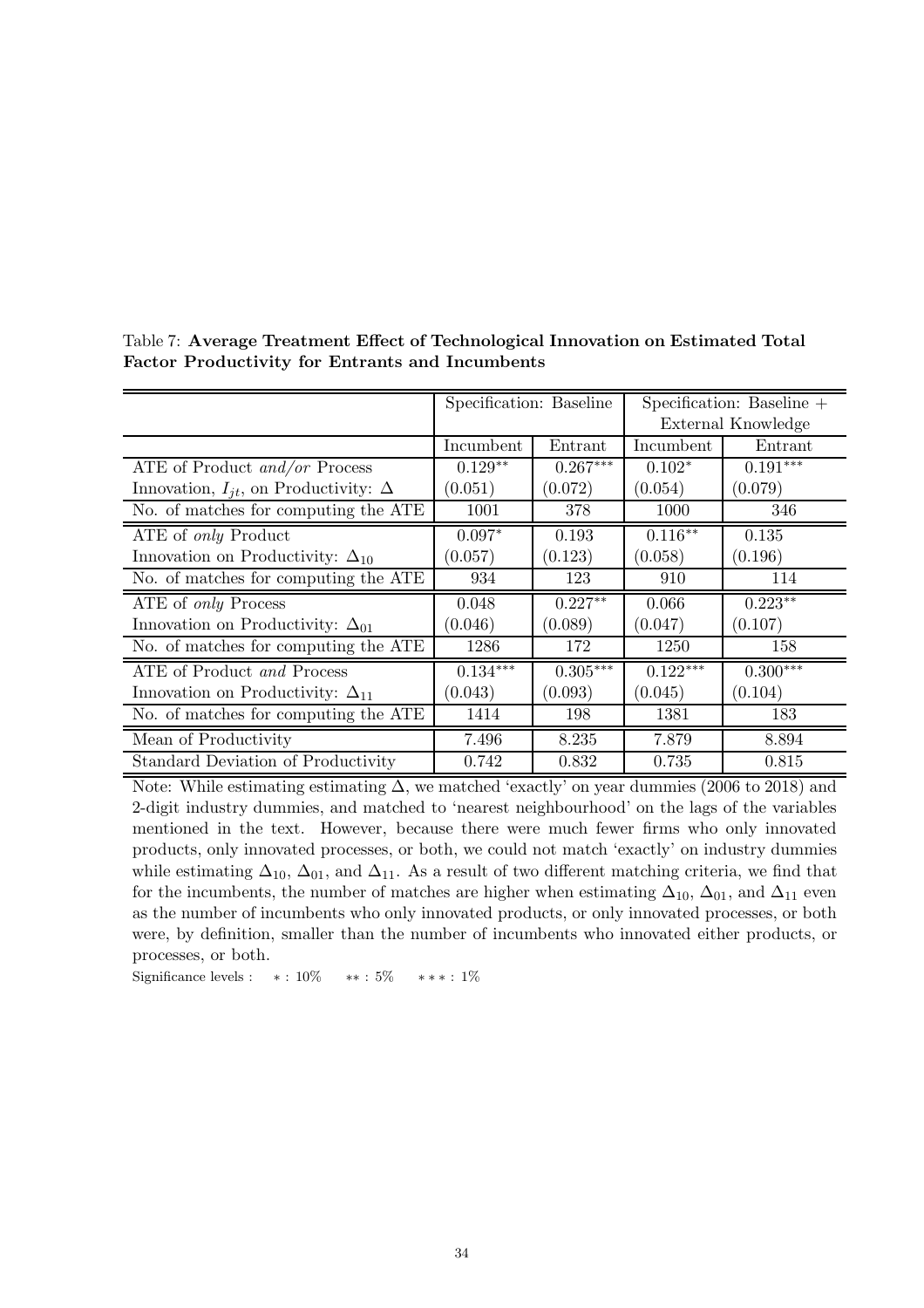Table 7: **Average Treatment Effect of Technological Innovation on Estimated Total Factor Productivity for Entrants and Incumbents**

| | Specification: Baseline | | Specification: Baseline + External Knowledge | |
|---|---|---|---|---|
| | Incumbent | Entrant | Incumbent | Entrant |
| ATE of Product *and/or* Process Innovation, $I_{jt}$, on Productivity: $\Delta$ | $0.129^{**}$ (0.051) | $0.267^{***}$ (0.072) | $0.102^{*}$ (0.054) | $0.191^{***}$ (0.079) |
| No. of matches for computing the ATE | 1001 | 378 | 1000 | 346 |
| ATE of *only* Product Innovation on Productivity: $\Delta_{10}$ | $0.097^{*}$ (0.057) | 0.193 (0.123) | $0.116^{**}$ (0.058) | 0.135 (0.196) |
| No. of matches for computing the ATE | 934 | 123 | 910 | 114 |
| ATE of *only* Process Innovation on Productivity: $\Delta_{01}$ | 0.048 (0.046) | $0.227^{**}$ (0.089) | 0.066 (0.047) | $0.223^{**}$ (0.107) |
| No. of matches for computing the ATE | 1286 | 172 | 1250 | 158 |
| ATE of Product *and* Process Innovation on Productivity: $\Delta_{11}$ | $0.134^{***}$ (0.043) | $0.305^{***}$ (0.093) | $0.122^{***}$ (0.045) | $0.300^{***}$ (0.104) |
| No. of matches for computing the ATE | 1414 | 198 | 1381 | 183 |
| Mean of Productivity | 7.496 | 8.235 | 7.879 | 8.894 |
| Standard Deviation of Productivity | 0.742 | 0.832 | 0.735 | 0.815 |

Note: While estimating estimating $\Delta$, we matched 'exactly' on year dummies (2006 to 2018) and 2-digit industry dummies, and matched to 'nearest neighbourhood' on the lags of the variables mentioned in the text. However, because there were much fewer firms who only innovated products, only innovated processes, or both, we could not match 'exactly' on industry dummies while estimating $\Delta_{10}$, $\Delta_{01}$, and $\Delta_{11}$. As a result of two different matching criteria, we find that for the incumbents, the number of matches are higher when estimating $\Delta_{10}$, $\Delta_{01}$, and $\Delta_{11}$ even as the number of incumbents who only innovated products, or only innovated processes, or both were, by definition, smaller than the number of incumbents who innovated either products, or processes, or both.

Significance levels : $*$ : 10% $**$ : 5% $***$ : 1%